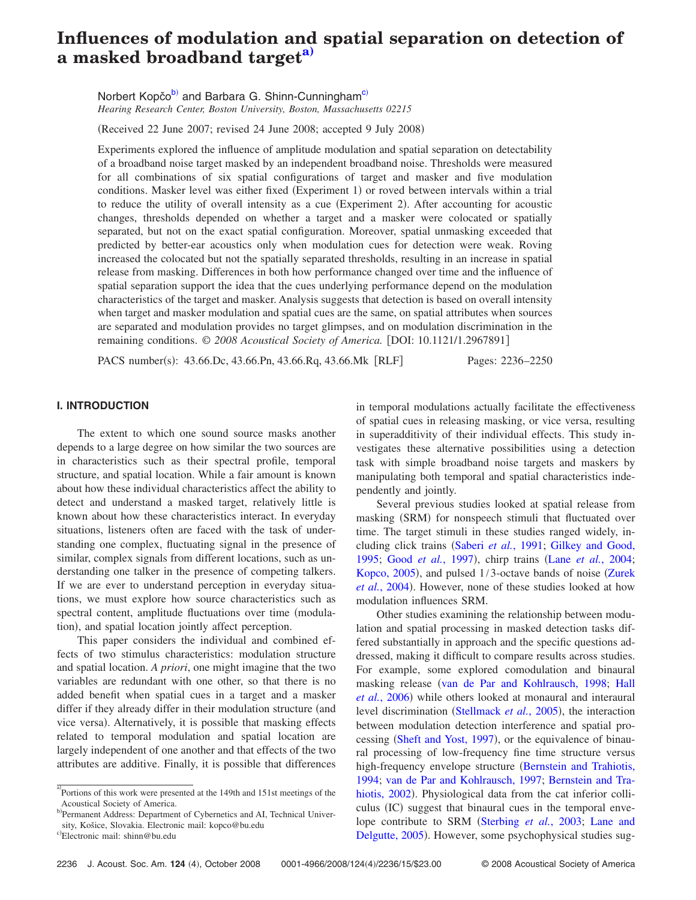# Influences of modulation and spatial separation on detection of a masked broadband target[a]

Norbert Kopčo[b] and Barbara G. Shinn-Cunningham[c]

*Hearing Research Center, Boston University, Boston, Massachusetts 02215*

(Received 22 June 2007; revised 24 June 2008; accepted 9 July 2008)

Experiments explored the influence of amplitude modulation and spatial separation on detectability of a broadband noise target masked by an independent broadband noise. Thresholds were measured for all combinations of six spatial configurations of target and masker and five modulation conditions. Masker level was either fixed (Experiment 1) or roved between intervals within a trial to reduce the utility of overall intensity as a cue (Experiment 2). After accounting for acoustic changes, thresholds depended on whether a target and a masker were colocated or spatially separated, but not on the exact spatial configuration. Moreover, spatial unmasking exceeded that predicted by better-ear acoustics only when modulation cues for detection were weak. Roving increased the colocated but not the spatially separated thresholds, resulting in an increase in spatial release from masking. Differences in both how performance changed over time and the influence of spatial separation support the idea that the cues underlying performance depend on the modulation characteristics of the target and masker. Analysis suggests that detection is based on overall intensity when target and masker modulation and spatial cues are the same, on spatial attributes when sources are separated and modulation provides no target glimpses, and on modulation discrimination in the remaining conditions. *© 2008 Acoustical Society of America.* [DOI: 10.1121/1.2967891]

PACS number(s): 43.66.Dc, 43.66.Pn, 43.66.Rq, 43.66.Mk [RLF] Pages: 2236–2250

## I. INTRODUCTION

The extent to which one sound source masks another depends to a large degree on how similar the two sources are in characteristics such as their spectral profile, temporal structure, and spatial location. While a fair amount is known about how these individual characteristics affect the ability to detect and understand a masked target, relatively little is known about how these characteristics interact. In everyday situations, listeners often are faced with the task of understanding one complex, fluctuating signal in the presence of similar, complex signals from different locations, such as understanding one talker in the presence of competing talkers. If we are ever to understand perception in everyday situations, we must explore how source characteristics such as spectral content, amplitude fluctuations over time (modulation), and spatial location jointly affect perception.

This paper considers the individual and combined effects of two stimulus characteristics: modulation structure and spatial location. *A priori*, one might imagine that the two variables are redundant with one other, so that there is no added benefit when spatial cues in a target and a masker differ if they already differ in their modulation structure (and vice versa). Alternatively, it is possible that masking effects related to temporal modulation and spatial location are largely independent of one another and that effects of the two attributes are additive. Finally, it is possible that differences in temporal modulations actually facilitate the effectiveness of spatial cues in releasing masking, or vice versa, resulting in superadditivity of their individual effects. This study investigates these alternative possibilities using a detection task with simple broadband noise targets and maskers by manipulating both temporal and spatial characteristics independently and jointly.

Several previous studies looked at spatial release from masking (SRM) for nonspeech stimuli that fluctuated over time. The target stimuli in these studies ranged widely, including click trains (Saberi *et al.*, 1991; Gilkey and Good, 1995; Good *et al.*, 1997), chirp trains (Lane *et al.*, 2004; Kopco, 2005), and pulsed 1/3-octave bands of noise (Zurek *et al.*, 2004). However, none of these studies looked at how modulation influences SRM.

Other studies examining the relationship between modulation and spatial processing in masked detection tasks differed substantially in approach and the specific questions addressed, making it difficult to compare results across studies. For example, some explored comodulation and binaural masking release (van de Par and Kohlrausch, 1998; Hall *et al.*, 2006) while others looked at monaural and interaural level discrimination (Stellmack *et al.*, 2005), the interaction between modulation detection interference and spatial processing (Sheft and Yost, 1997), or the equivalence of binaural processing of low-frequency fine time structure versus high-frequency envelope structure (Bernstein and Trahiotis, 1994; van de Par and Kohlrausch, 1997; Bernstein and Trahiotis, 2002). Physiological data from the cat inferior colliculus (IC) suggest that binaural cues in the temporal envelope contribute to SRM (Sterbing *et al.*, 2003; Lane and Delgutte, 2005). However, some psychophysical studies sug-

---

[a] Portions of this work were presented at the 149th and 151st meetings of the Acoustical Society of America.

[b] Permanent Address: Department of Cybernetics and AI, Technical University, Košice, Slovakia. Electronic mail: kopco@bu.edu

[c] Electronic mail: shinn@bu.edu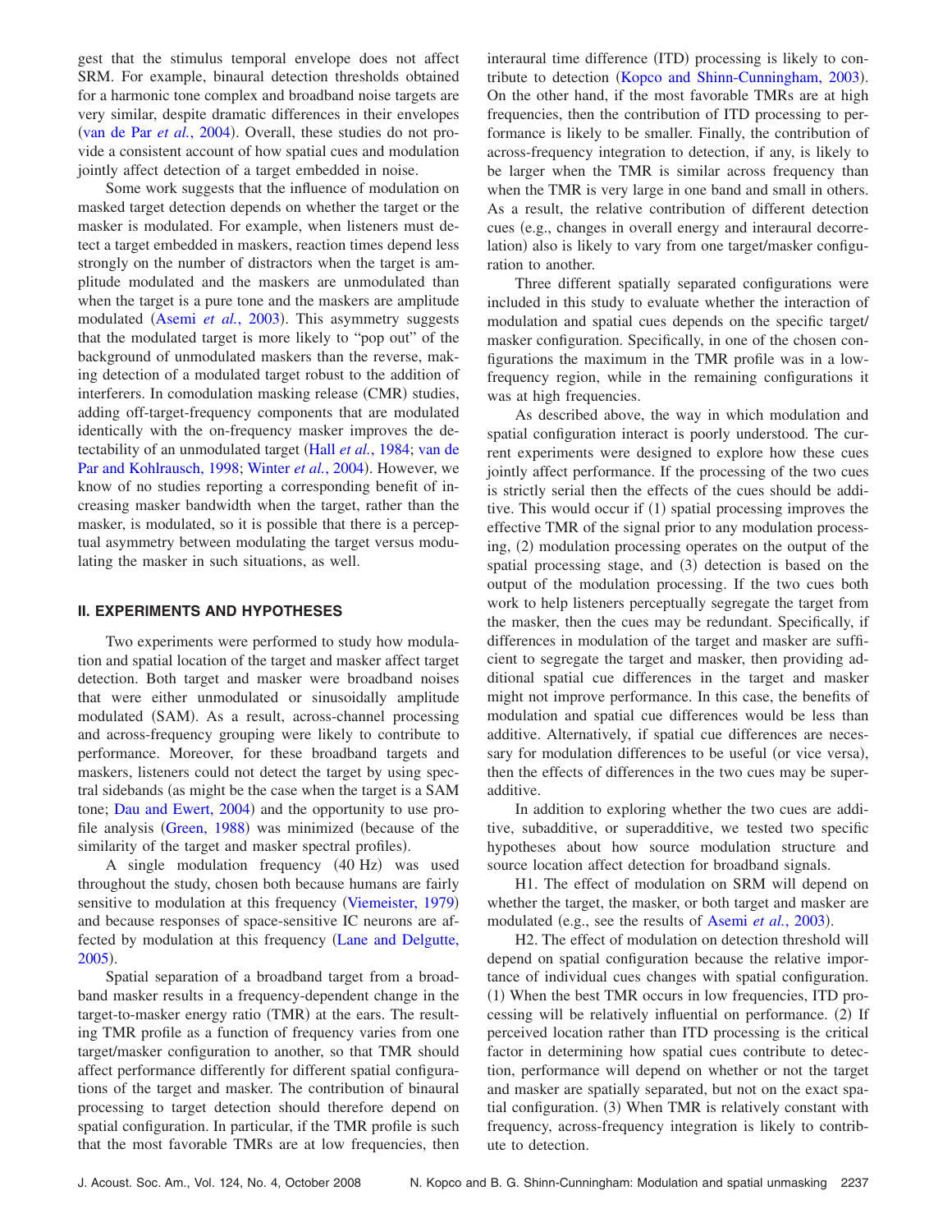gest that the stimulus temporal envelope does not affect SRM. For example, binaural detection thresholds obtained for a harmonic tone complex and broadband noise targets are very similar, despite dramatic differences in their envelopes (van de Par *et al.*, 2004). Overall, these studies do not provide a consistent account of how spatial cues and modulation jointly affect detection of a target embedded in noise.

Some work suggests that the influence of modulation on masked target detection depends on whether the target or the masker is modulated. For example, when listeners must detect a target embedded in maskers, reaction times depend less strongly on the number of distractors when the target is amplitude modulated and the maskers are unmodulated than when the target is a pure tone and the maskers are amplitude modulated (Asemi *et al.*, 2003). This asymmetry suggests that the modulated target is more likely to "pop out" of the background of unmodulated maskers than the reverse, making detection of a modulated target robust to the addition of interferers. In comodulation masking release (CMR) studies, adding off-target-frequency components that are modulated identically with the on-frequency masker improves the detectability of an unmodulated target (Hall *et al.*, 1984; van de Par and Kohlrausch, 1998; Winter *et al.*, 2004). However, we know of no studies reporting a corresponding benefit of increasing masker bandwidth when the target, rather than the masker, is modulated, so it is possible that there is a perceptual asymmetry between modulating the target versus modulating the masker in such situations, as well.

## II. EXPERIMENTS AND HYPOTHESES

Two experiments were performed to study how modulation and spatial location of the target and masker affect target detection. Both target and masker were broadband noises that were either unmodulated or sinusoidally amplitude modulated (SAM). As a result, across-channel processing and across-frequency grouping were likely to contribute to performance. Moreover, for these broadband targets and maskers, listeners could not detect the target by using spectral sidebands (as might be the case when the target is a SAM tone; Dau and Ewert, 2004) and the opportunity to use profile analysis (Green, 1988) was minimized (because of the similarity of the target and masker spectral profiles).

A single modulation frequency (40 Hz) was used throughout the study, chosen both because humans are fairly sensitive to modulation at this frequency (Viemeister, 1979) and because responses of space-sensitive IC neurons are affected by modulation at this frequency (Lane and Delgutte, 2005).

Spatial separation of a broadband target from a broadband masker results in a frequency-dependent change in the target-to-masker energy ratio (TMR) at the ears. The resulting TMR profile as a function of frequency varies from one target/masker configuration to another, so that TMR should affect performance differently for different spatial configurations of the target and masker. The contribution of binaural processing to target detection should therefore depend on spatial configuration. In particular, if the TMR profile is such that the most favorable TMRs are at low frequencies, then interaural time difference (ITD) processing is likely to contribute to detection (Kopco and Shinn-Cunningham, 2003). On the other hand, if the most favorable TMRs are at high frequencies, then the contribution of ITD processing to performance is likely to be smaller. Finally, the contribution of across-frequency integration to detection, if any, is likely to be larger when the TMR is similar across frequency than when the TMR is very large in one band and small in others. As a result, the relative contribution of different detection cues (e.g., changes in overall energy and interaural decorrelation) also is likely to vary from one target/masker configuration to another.

Three different spatially separated configurations were included in this study to evaluate whether the interaction of modulation and spatial cues depends on the specific target/masker configuration. Specifically, in one of the chosen configurations the maximum in the TMR profile was in a low-frequency region, while in the remaining configurations it was at high frequencies.

As described above, the way in which modulation and spatial configuration interact is poorly understood. The current experiments were designed to explore how these cues jointly affect performance. If the processing of the two cues is strictly serial then the effects of the cues should be additive. This would occur if (1) spatial processing improves the effective TMR of the signal prior to any modulation processing, (2) modulation processing operates on the output of the spatial processing stage, and (3) detection is based on the output of the modulation processing. If the two cues both work to help listeners perceptually segregate the target from the masker, then the cues may be redundant. Specifically, if differences in modulation of the target and masker are sufficient to segregate the target and masker, then providing additional spatial cue differences in the target and masker might not improve performance. In this case, the benefits of modulation and spatial cue differences would be less than additive. Alternatively, if spatial cue differences are necessary for modulation differences to be useful (or vice versa), then the effects of differences in the two cues may be superadditive.

In addition to exploring whether the two cues are additive, subadditive, or superadditive, we tested two specific hypotheses about how source modulation structure and source location affect detection for broadband signals.

H1. The effect of modulation on SRM will depend on whether the target, the masker, or both target and masker are modulated (e.g., see the results of Asemi *et al.*, 2003).

H2. The effect of modulation on detection threshold will depend on spatial configuration because the relative importance of individual cues changes with spatial configuration. (1) When the best TMR occurs in low frequencies, ITD processing will be relatively influential on performance. (2) If perceived location rather than ITD processing is the critical factor in determining how spatial cues contribute to detection, performance will depend on whether or not the target and masker are spatially separated, but not on the exact spatial configuration. (3) When TMR is relatively constant with frequency, across-frequency integration is likely to contribute to detection.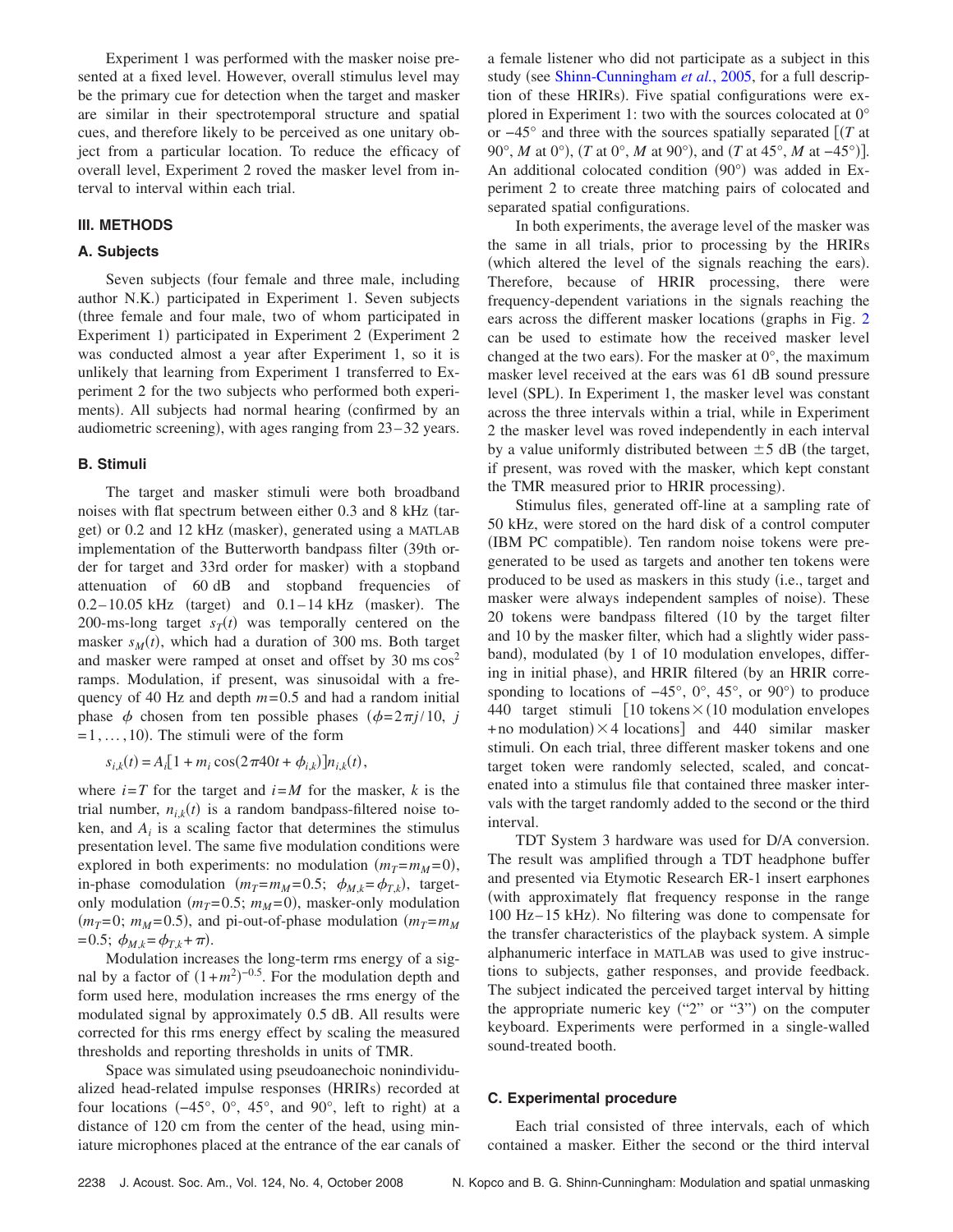Experiment 1 was performed with the masker noise presented at a fixed level. However, overall stimulus level may be the primary cue for detection when the target and masker are similar in their spectrotemporal structure and spatial cues, and therefore likely to be perceived as one unitary object from a particular location. To reduce the efficacy of overall level, Experiment 2 roved the masker level from interval to interval within each trial.

## III. METHODS

### A. Subjects

Seven subjects (four female and three male, including author N.K.) participated in Experiment 1. Seven subjects (three female and four male, two of whom participated in Experiment 1) participated in Experiment 2 (Experiment 2 was conducted almost a year after Experiment 1, so it is unlikely that learning from Experiment 1 transferred to Experiment 2 for the two subjects who performed both experiments). All subjects had normal hearing (confirmed by an audiometric screening), with ages ranging from 23–32 years.

### B. Stimuli

The target and masker stimuli were both broadband noises with flat spectrum between either 0.3 and 8 kHz (target) or 0.2 and 12 kHz (masker), generated using a MATLAB implementation of the Butterworth bandpass filter (39th order for target and 33rd order for masker) with a stopband attenuation of 60 dB and stopband frequencies of 0.2–10.05 kHz (target) and 0.1–14 kHz (masker). The 200-ms-long target $s_T(t)$ was temporally centered on the masker $s_M(t)$, which had a duration of 300 ms. Both target and masker were ramped at onset and offset by 30 ms $\cos^2$ ramps. Modulation, if present, was sinusoidal with a frequency of 40 Hz and depth $m=0.5$ and had a random initial phase $\phi$ chosen from ten possible phases ($\phi=2\pi j/10$, $j=1,\ldots,10$). The stimuli were of the form

$$s_{i,k}(t) = A_i[1 + m_i \cos(2\pi 40t + \phi_{i,k})]n_{i,k}(t),$$

where $i=T$ for the target and $i=M$ for the masker, $k$ is the trial number, $n_{i,k}(t)$ is a random bandpass-filtered noise token, and $A_i$ is a scaling factor that determines the stimulus presentation level. The same five modulation conditions were explored in both experiments: no modulation ($m_T=m_M=0$), in-phase comodulation ($m_T=m_M=0.5$; $\phi_{M,k}=\phi_{T,k}$), target-only modulation ($m_T=0.5$; $m_M=0$), masker-only modulation ($m_T=0$; $m_M=0.5$), and pi-out-of-phase modulation ($m_T=m_M=0.5$; $\phi_{M,k}=\phi_{T,k}+\pi$).

Modulation increases the long-term rms energy of a signal by a factor of $(1+m^2)^{-0.5}$. For the modulation depth and form used here, modulation increases the rms energy of the modulated signal by approximately 0.5 dB. All results were corrected for this rms energy effect by scaling the measured thresholds and reporting thresholds in units of TMR.

Space was simulated using pseudoanechoic nonindividualized head-related impulse responses (HRIRs) recorded at four locations (−45°, 0°, 45°, and 90°, left to right) at a distance of 120 cm from the center of the head, using miniature microphones placed at the entrance of the ear canals of a female listener who did not participate as a subject in this study (see Shinn-Cunningham *et al.*, 2005, for a full description of these HRIRs). Five spatial configurations were explored in Experiment 1: two with the sources colocated at 0° or −45° and three with the sources spatially separated [($T$ at 90°, $M$ at 0°), ($T$ at 0°, $M$ at 90°), and ($T$ at 45°, $M$ at −45°)]. An additional colocated condition (90°) was added in Experiment 2 to create three matching pairs of colocated and separated spatial configurations.

In both experiments, the average level of the masker was the same in all trials, prior to processing by the HRIRs (which altered the level of the signals reaching the ears). Therefore, because of HRIR processing, there were frequency-dependent variations in the signals reaching the ears across the different masker locations (graphs in Fig. 2 can be used to estimate how the received masker level changed at the two ears). For the masker at 0°, the maximum masker level received at the ears was 61 dB sound pressure level (SPL). In Experiment 1, the masker level was constant across the three intervals within a trial, while in Experiment 2 the masker level was roved independently in each interval by a value uniformly distributed between ±5 dB (the target, if present, was roved with the masker, which kept constant the TMR measured prior to HRIR processing).

Stimulus files, generated off-line at a sampling rate of 50 kHz, were stored on the hard disk of a control computer (IBM PC compatible). Ten random noise tokens were pregenerated to be used as targets and another ten tokens were produced to be used as maskers in this study (i.e., target and masker were always independent samples of noise). These 20 tokens were bandpass filtered (10 by the target filter and 10 by the masker filter, which had a slightly wider passband), modulated (by 1 of 10 modulation envelopes, differing in initial phase), and HRIR filtered (by an HRIR corresponding to locations of −45°, 0°, 45°, or 90°) to produce 440 target stimuli [10 tokens×(10 modulation envelopes +no modulation)×4 locations] and 440 similar masker stimuli. On each trial, three different masker tokens and one target token were randomly selected, scaled, and concatenated into a stimulus file that contained three masker intervals with the target randomly added to the second or the third interval.

TDT System 3 hardware was used for D/A conversion. The result was amplified through a TDT headphone buffer and presented via Etymotic Research ER-1 insert earphones (with approximately flat frequency response in the range 100 Hz–15 kHz). No filtering was done to compensate for the transfer characteristics of the playback system. A simple alphanumeric interface in MATLAB was used to give instructions to subjects, gather responses, and provide feedback. The subject indicated the perceived target interval by hitting the appropriate numeric key ("2" or "3") on the computer keyboard. Experiments were performed in a single-walled sound-treated booth.

### C. Experimental procedure

Each trial consisted of three intervals, each of which contained a masker. Either the second or the third interval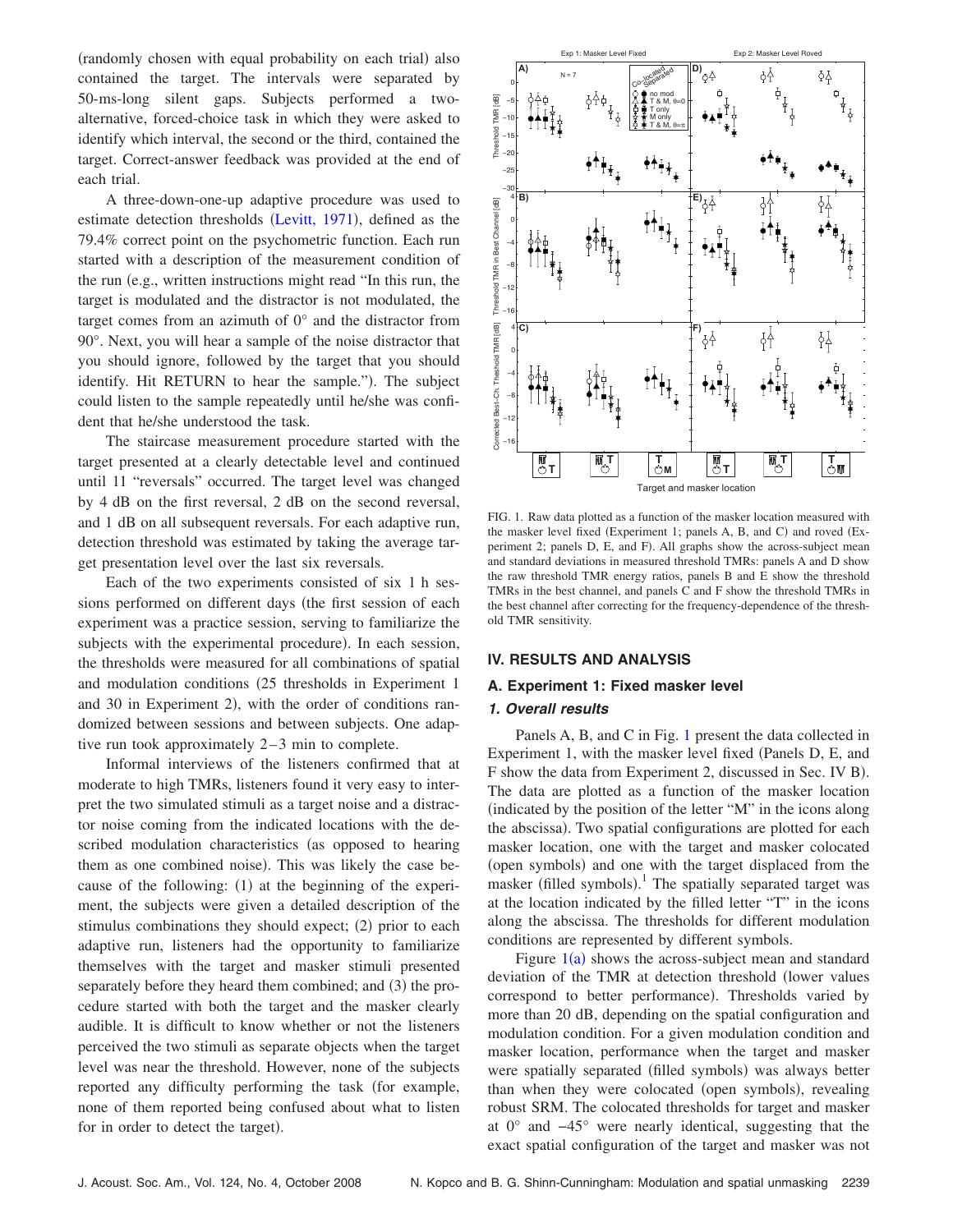(randomly chosen with equal probability on each trial) also contained the target. The intervals were separated by 50-ms-long silent gaps. Subjects performed a two-alternative, forced-choice task in which they were asked to identify which interval, the second or the third, contained the target. Correct-answer feedback was provided at the end of each trial.

A three-down-one-up adaptive procedure was used to estimate detection thresholds (Levitt, 1971), defined as the 79.4% correct point on the psychometric function. Each run started with a description of the measurement condition of the run (e.g., written instructions might read "In this run, the target is modulated and the distractor is not modulated, the target comes from an azimuth of 0° and the distractor from 90°. Next, you will hear a sample of the noise distractor that you should ignore, followed by the target that you should identify. Hit RETURN to hear the sample."). The subject could listen to the sample repeatedly until he/she was confident that he/she understood the task.

The staircase measurement procedure started with the target presented at a clearly detectable level and continued until 11 "reversals" occurred. The target level was changed by 4 dB on the first reversal, 2 dB on the second reversal, and 1 dB on all subsequent reversals. For each adaptive run, detection threshold was estimated by taking the average target presentation level over the last six reversals.

Each of the two experiments consisted of six 1 h sessions performed on different days (the first session of each experiment was a practice session, serving to familiarize the subjects with the experimental procedure). In each session, the thresholds were measured for all combinations of spatial and modulation conditions (25 thresholds in Experiment 1 and 30 in Experiment 2), with the order of conditions randomized between sessions and between subjects. One adaptive run took approximately 2–3 min to complete.

Informal interviews of the listeners confirmed that at moderate to high TMRs, listeners found it very easy to interpret the two simulated stimuli as a target noise and a distractor noise coming from the indicated locations with the described modulation characteristics (as opposed to hearing them as one combined noise). This was likely the case because of the following: (1) at the beginning of the experiment, the subjects were given a detailed description of the stimulus combinations they should expect; (2) prior to each adaptive run, listeners had the opportunity to familiarize themselves with the target and masker stimuli presented separately before they heard them combined; and (3) the procedure started with both the target and the masker clearly audible. It is difficult to know whether or not the listeners perceived the two stimuli as separate objects when the target level was near the threshold. However, none of the subjects reported any difficulty performing the task (for example, none of them reported being confused about what to listen for in order to detect the target).

FIG. 1. Raw data plotted as a function of the masker location measured with the masker level fixed (Experiment 1; panels A, B, and C) and roved (Experiment 2; panels D, E, and F). All graphs show the across-subject mean and standard deviations in measured threshold TMRs: panels A and D show the raw threshold TMR energy ratios, panels B and E show the threshold TMRs in the best channel, and panels C and F show the threshold TMRs in the best channel after correcting for the frequency-dependence of the threshold TMR sensitivity.

## IV. RESULTS AND ANALYSIS

### A. Experiment 1: Fixed masker level

#### *1. Overall results*

Panels A, B, and C in Fig. 1 present the data collected in Experiment 1, with the masker level fixed (Panels D, E, and F show the data from Experiment 2, discussed in Sec. IV B). The data are plotted as a function of the masker location (indicated by the position of the letter "M" in the icons along the abscissa). Two spatial configurations are plotted for each masker location, one with the target and masker colocated (open symbols) and one with the target displaced from the masker (filled symbols).[1] The spatially separated target was at the location indicated by the filled letter "T" in the icons along the abscissa. The thresholds for different modulation conditions are represented by different symbols.

Figure 1(a) shows the across-subject mean and standard deviation of the TMR at detection threshold (lower values correspond to better performance). Thresholds varied by more than 20 dB, depending on the spatial configuration and modulation condition. For a given modulation condition and masker location, performance when the target and masker were spatially separated (filled symbols) was always better than when they were colocated (open symbols), revealing robust SRM. The colocated thresholds for target and masker at 0° and −45° were nearly identical, suggesting that the exact spatial configuration of the target and masker was not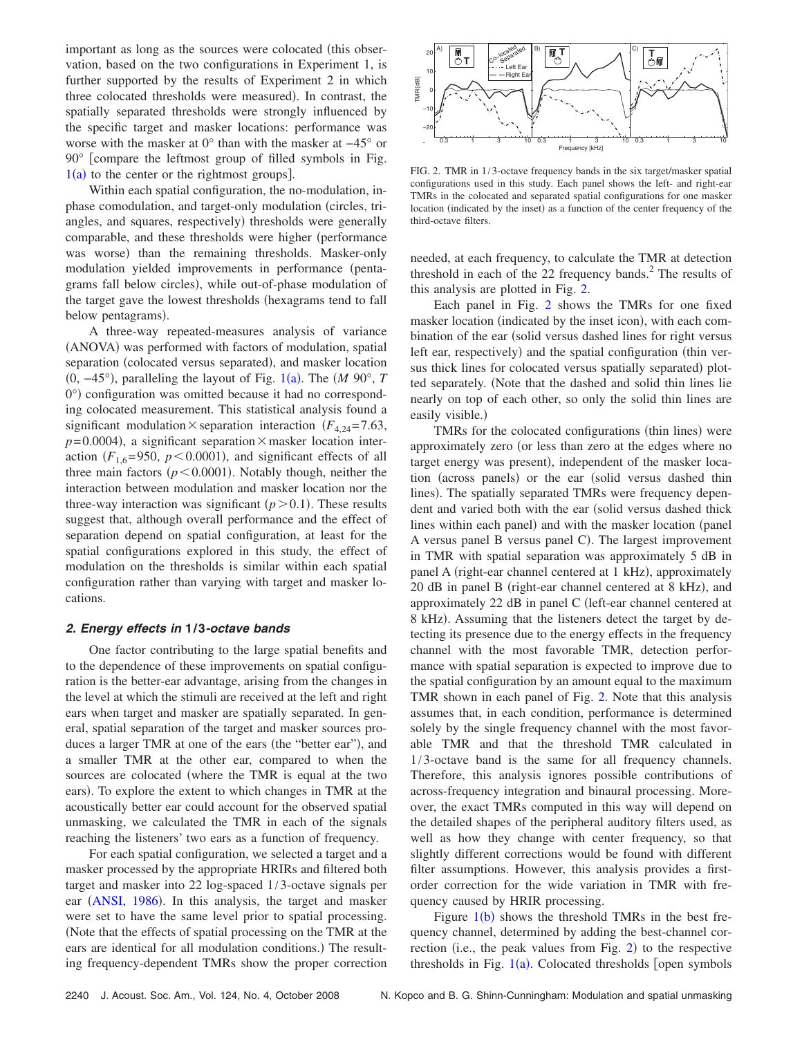important as long as the sources were colocated (this observation, based on the two configurations in Experiment 1, is further supported by the results of Experiment 2 in which three colocated thresholds were measured). In contrast, the spatially separated thresholds were strongly influenced by the specific target and masker locations: performance was worse with the masker at 0° than with the masker at −45° or 90° [compare the leftmost group of filled symbols in Fig. 1(a) to the center or the rightmost groups].

Within each spatial configuration, the no-modulation, in-phase comodulation, and target-only modulation (circles, triangles, and squares, respectively) thresholds were generally comparable, and these thresholds were higher (performance was worse) than the remaining thresholds. Masker-only modulation yielded improvements in performance (pentagrams fall below circles), while out-of-phase modulation of the target gave the lowest thresholds (hexagrams tend to fall below pentagrams).

A three-way repeated-measures analysis of variance (ANOVA) was performed with factors of modulation, spatial separation (colocated versus separated), and masker location (0, −45°), paralleling the layout of Fig. 1(a). The ($M$ 90°, $T$ 0°) configuration was omitted because it had no corresponding colocated measurement. This statistical analysis found a significant modulation × separation interaction ($F_{4,24}=7.63$, $p=0.0004$), a significant separation × masker location interaction ($F_{1,6}=950$, $p<0.0001$), and significant effects of all three main factors ($p<0.0001$). Notably though, neither the interaction between modulation and masker location nor the three-way interaction was significant ($p>0.1$). These results suggest that, although overall performance and the effect of separation depend on spatial configuration, at least for the spatial configurations explored in this study, the effect of modulation on the thresholds is similar within each spatial configuration rather than varying with target and masker locations.

### *2. Energy effects in 1/3-octave bands*

One factor contributing to the large spatial benefits and to the dependence of these improvements on spatial configuration is the better-ear advantage, arising from the changes in the level at which the stimuli are received at the left and right ears when target and masker are spatially separated. In general, spatial separation of the target and masker sources produces a larger TMR at one of the ears (the "better ear"), and a smaller TMR at the other ear, compared to when the sources are colocated (where the TMR is equal at the two ears). To explore the extent to which changes in TMR at the acoustically better ear could account for the observed spatial unmasking, we calculated the TMR in each of the signals reaching the listeners' two ears as a function of frequency.

For each spatial configuration, we selected a target and a masker processed by the appropriate HRIRs and filtered both target and masker into 22 log-spaced 1/3-octave signals per ear (ANSI, 1986). In this analysis, the target and masker were set to have the same level prior to spatial processing. (Note that the effects of spatial processing on the TMR at the ears are identical for all modulation conditions.) The resulting frequency-dependent TMRs show the proper correction needed, at each frequency, to calculate the TMR at detection threshold in each of the 22 frequency bands.[2] The results of this analysis are plotted in Fig. 2.

FIG. 2. TMR in 1/3-octave frequency bands in the six target/masker spatial configurations used in this study. Each panel shows the left- and right-ear TMRs in the colocated and separated spatial configurations for one masker location (indicated by the inset) as a function of the center frequency of the third-octave filters.

Each panel in Fig. 2 shows the TMRs for one fixed masker location (indicated by the inset icon), with each combination of the ear (solid versus dashed lines for right versus left ear, respectively) and the spatial configuration (thin versus thick lines for colocated versus spatially separated) plotted separately. (Note that the dashed and solid thin lines lie nearly on top of each other, so only the solid thin lines are easily visible.)

TMRs for the colocated configurations (thin lines) were approximately zero (or less than zero at the edges where no target energy was present), independent of the masker location (across panels) or the ear (solid versus dashed thin lines). The spatially separated TMRs were frequency dependent and varied both with the ear (solid versus dashed thick lines within each panel) and with the masker location (panel A versus panel B versus panel C). The largest improvement in TMR with spatial separation was approximately 5 dB in panel A (right-ear channel centered at 1 kHz), approximately 20 dB in panel B (right-ear channel centered at 8 kHz), and approximately 22 dB in panel C (left-ear channel centered at 8 kHz). Assuming that the listeners detect the target by detecting its presence due to the energy effects in the frequency channel with the most favorable TMR, detection performance with spatial separation is expected to improve due to the spatial configuration by an amount equal to the maximum TMR shown in each panel of Fig. 2. Note that this analysis assumes that, in each condition, performance is determined solely by the single frequency channel with the most favorable TMR and that the threshold TMR calculated in 1/3-octave band is the same for all frequency channels. Therefore, this analysis ignores possible contributions of across-frequency integration and binaural processing. Moreover, the exact TMRs computed in this way will depend on the detailed shapes of the peripheral auditory filters used, as well as how they change with center frequency, so that slightly different corrections would be found with different filter assumptions. However, this analysis provides a first-order correction for the wide variation in TMR with frequency caused by HRIR processing.

Figure 1(b) shows the threshold TMRs in the best frequency channel, determined by adding the best-channel correction (i.e., the peak values from Fig. 2) to the respective thresholds in Fig. 1(a). Colocated thresholds [open symbols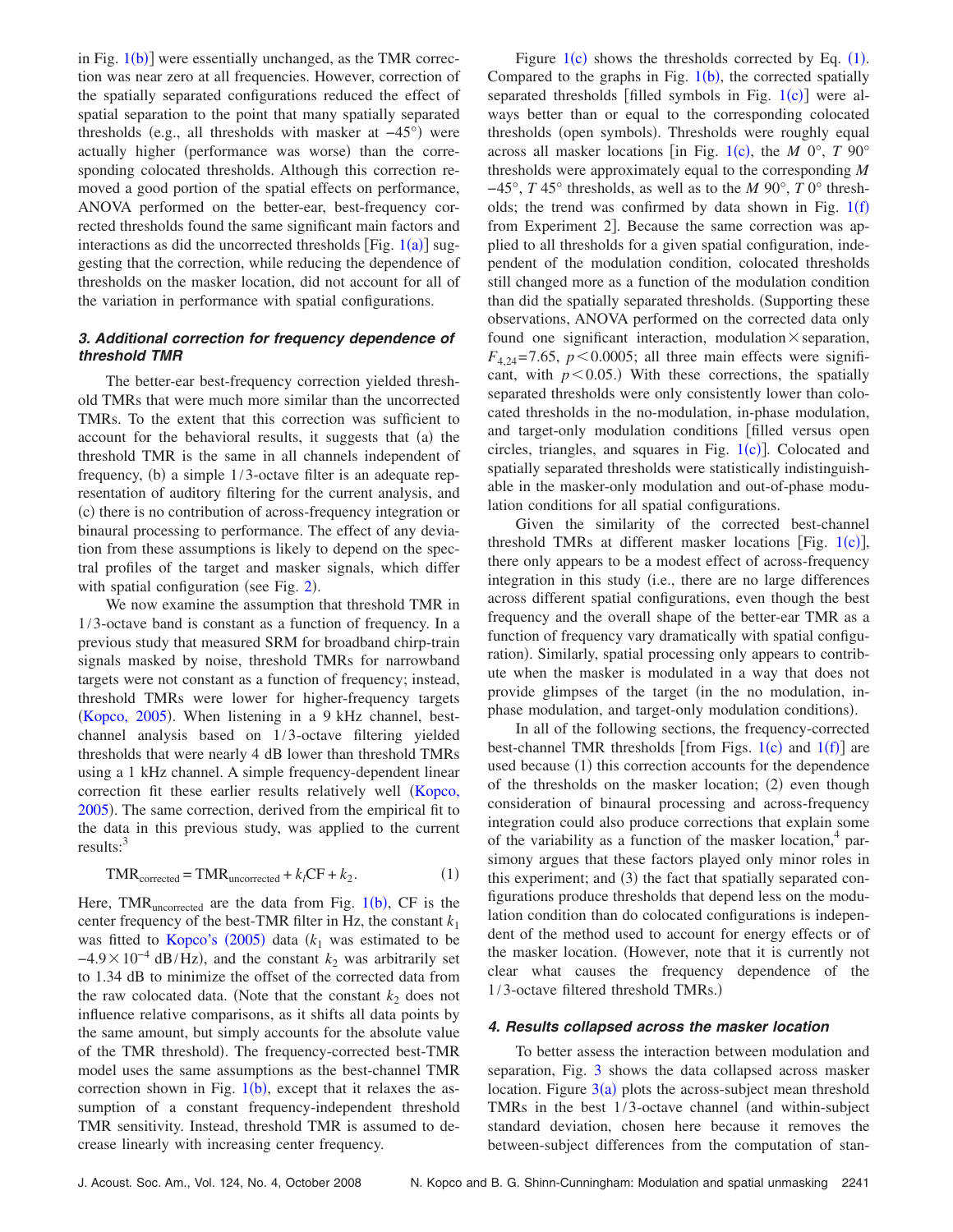in Fig. 1(b)] were essentially unchanged, as the TMR correction was near zero at all frequencies. However, correction of the spatially separated configurations reduced the effect of spatial separation to the point that many spatially separated thresholds (e.g., all thresholds with masker at −45°) were actually higher (performance was worse) than the corresponding colocated thresholds. Although this correction removed a good portion of the spatial effects on performance, ANOVA performed on the better-ear, best-frequency corrected thresholds found the same significant main factors and interactions as did the uncorrected thresholds [Fig. 1(a)] suggesting that the correction, while reducing the dependence of thresholds on the masker location, did not account for all of the variation in performance with spatial configurations.

### 3. Additional correction for frequency dependence of threshold TMR

The better-ear best-frequency correction yielded threshold TMRs that were much more similar than the uncorrected TMRs. To the extent that this correction was sufficient to account for the behavioral results, it suggests that (a) the threshold TMR is the same in all channels independent of frequency, (b) a simple 1/3-octave filter is an adequate representation of auditory filtering for the current analysis, and (c) there is no contribution of across-frequency integration or binaural processing to performance. The effect of any deviation from these assumptions is likely to depend on the spectral profiles of the target and masker signals, which differ with spatial configuration (see Fig. 2).

We now examine the assumption that threshold TMR in 1/3-octave band is constant as a function of frequency. In a previous study that measured SRM for broadband chirp-train signals masked by noise, threshold TMRs for narrowband targets were not constant as a function of frequency; instead, threshold TMRs were lower for higher-frequency targets (Kopco, 2005). When listening in a 9 kHz channel, best-channel analysis based on 1/3-octave filtering yielded thresholds that were nearly 4 dB lower than threshold TMRs using a 1 kHz channel. A simple frequency-dependent linear correction fit these earlier results relatively well (Kopco, 2005). The same correction, derived from the empirical fit to the data in this previous study, was applied to the current results:[3]

$$\mathrm{TMR}_{\mathrm{corrected}} = \mathrm{TMR}_{\mathrm{uncorrected}} + k_1 \mathrm{CF} + k_2. \quad (1)$$

Here, $\mathrm{TMR}_{\mathrm{uncorrected}}$ are the data from Fig. 1(b), CF is the center frequency of the best-TMR filter in Hz, the constant $k_1$ was fitted to Kopco's (2005) data ($k_1$ was estimated to be $-4.9 \times 10^{-4}$ dB/Hz), and the constant $k_2$ was arbitrarily set to 1.34 dB to minimize the offset of the corrected data from the raw colocated data. (Note that the constant $k_2$ does not influence relative comparisons, as it shifts all data points by the same amount, but simply accounts for the absolute value of the TMR threshold). The frequency-corrected best-TMR model uses the same assumptions as the best-channel TMR correction shown in Fig. 1(b), except that it relaxes the assumption of a constant frequency-independent threshold TMR sensitivity. Instead, threshold TMR is assumed to decrease linearly with increasing center frequency.

Figure 1(c) shows the thresholds corrected by Eq. (1). Compared to the graphs in Fig. 1(b), the corrected spatially separated thresholds [filled symbols in Fig. 1(c)] were always better than or equal to the corresponding colocated thresholds (open symbols). Thresholds were roughly equal across all masker locations [in Fig. 1(c), the *M* 0°, *T* 90° thresholds were approximately equal to the corresponding *M* −45°, *T* 45° thresholds, as well as to the *M* 90°, *T* 0° thresholds; the trend was confirmed by data shown in Fig. 1(f) from Experiment 2]. Because the same correction was applied to all thresholds for a given spatial configuration, independent of the modulation condition, colocated thresholds still changed more as a function of the modulation condition than did the spatially separated thresholds. (Supporting these observations, ANOVA performed on the corrected data only found one significant interaction, modulation × separation, $F_{4,24} = 7.65$, $p < 0.0005$; all three main effects were significant, with $p < 0.05$.) With these corrections, the spatially separated thresholds were only consistently lower than colocated thresholds in the no-modulation, in-phase modulation, and target-only modulation conditions [filled versus open circles, triangles, and squares in Fig. 1(c)]. Colocated and spatially separated thresholds were statistically indistinguishable in the masker-only modulation and out-of-phase modulation conditions for all spatial configurations.

Given the similarity of the corrected best-channel threshold TMRs at different masker locations [Fig. 1(c)], there only appears to be a modest effect of across-frequency integration in this study (i.e., there are no large differences across different spatial configurations, even though the best frequency and the overall shape of the better-ear TMR as a function of frequency vary dramatically with spatial configuration). Similarly, spatial processing only appears to contribute when the masker is modulated in a way that does not provide glimpses of the target (in the no modulation, in-phase modulation, and target-only modulation conditions).

In all of the following sections, the frequency-corrected best-channel TMR thresholds [from Figs. 1(c) and 1(f)] are used because (1) this correction accounts for the dependence of the thresholds on the masker location; (2) even though consideration of binaural processing and across-frequency integration could also produce corrections that explain some of the variability as a function of the masker location,[4] parsimony argues that these factors played only minor roles in this experiment; and (3) the fact that spatially separated configurations produce thresholds that depend less on the modulation condition than do colocated configurations is independent of the method used to account for energy effects or of the masker location. (However, note that it is currently not clear what causes the frequency dependence of the 1/3-octave filtered threshold TMRs.)

### 4. Results collapsed across the masker location

To better assess the interaction between modulation and separation, Fig. 3 shows the data collapsed across masker location. Figure 3(a) plots the across-subject mean threshold TMRs in the best 1/3-octave channel (and within-subject standard deviation, chosen here because it removes the between-subject differences from the computation of stan-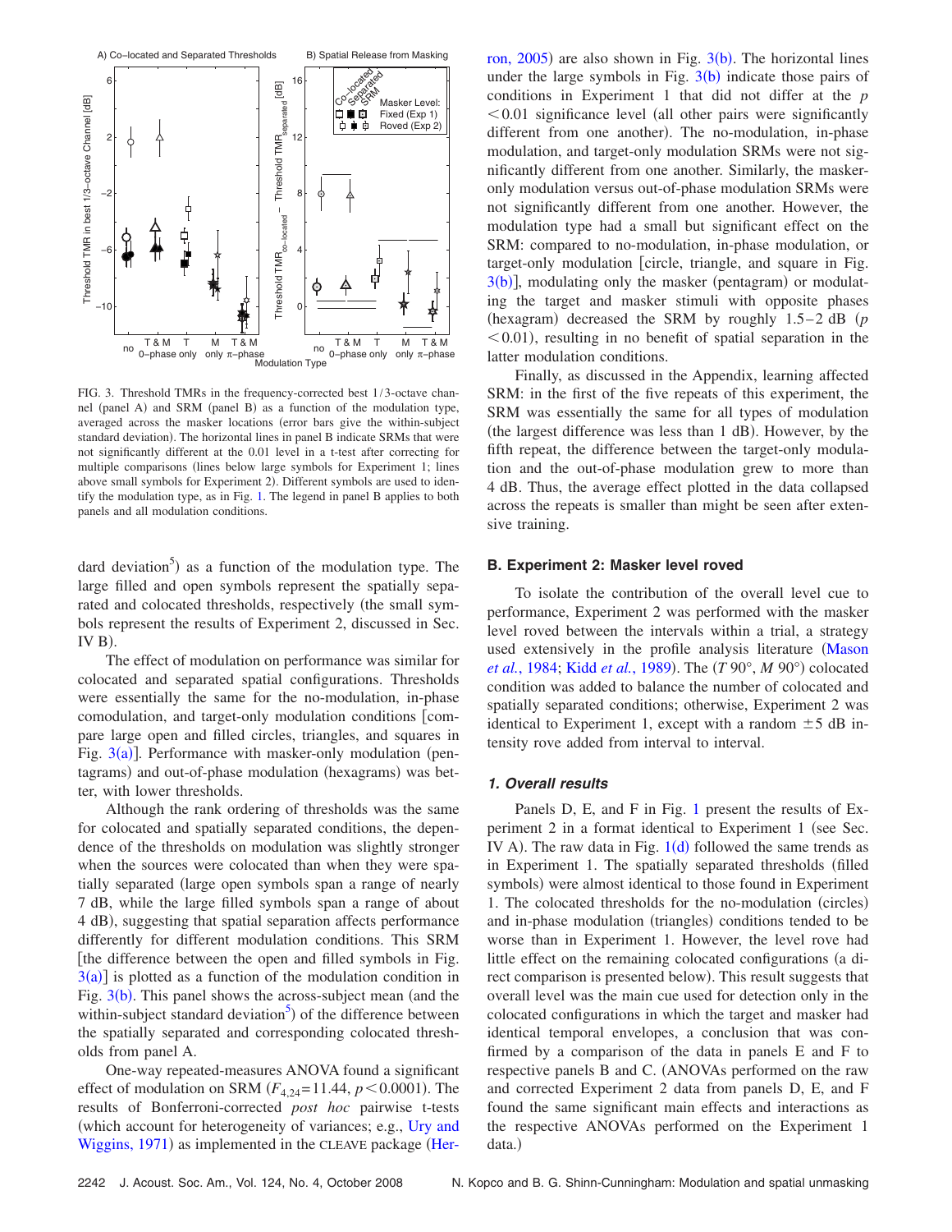FIG. 3. Threshold TMRs in the frequency-corrected best 1/3-octave channel (panel A) and SRM (panel B) as a function of the modulation type, averaged across the masker locations (error bars give the within-subject standard deviation). The horizontal lines in panel B indicate SRMs that were not significantly different at the 0.01 level in a t-test after correcting for multiple comparisons (lines below large symbols for Experiment 1; lines above small symbols for Experiment 2). Different symbols are used to identify the modulation type, as in Fig. 1. The legend in panel B applies to both panels and all modulation conditions.

dard deviation[5]) as a function of the modulation type. The large filled and open symbols represent the spatially separated and colocated thresholds, respectively (the small symbols represent the results of Experiment 2, discussed in Sec. IV B).

The effect of modulation on performance was similar for colocated and separated spatial configurations. Thresholds were essentially the same for the no-modulation, in-phase comodulation, and target-only modulation conditions [compare large open and filled circles, triangles, and squares in Fig. 3(a)]. Performance with masker-only modulation (pentagrams) and out-of-phase modulation (hexagrams) was better, with lower thresholds.

Although the rank ordering of thresholds was the same for colocated and spatially separated conditions, the dependence of the thresholds on modulation was slightly stronger when the sources were colocated than when they were spatially separated (large open symbols span a range of nearly 7 dB, while the large filled symbols span a range of about 4 dB), suggesting that spatial separation affects performance differently for different modulation conditions. This SRM [the difference between the open and filled symbols in Fig. 3(a)] is plotted as a function of the modulation condition in Fig. 3(b). This panel shows the across-subject mean (and the within-subject standard deviation[5]) of the difference between the spatially separated and corresponding colocated thresholds from panel A.

One-way repeated-measures ANOVA found a significant effect of modulation on SRM ($F_{4,24}=11.44$, $p<0.0001$). The results of Bonferroni-corrected *post hoc* pairwise t-tests (which account for heterogeneity of variances; e.g., Ury and Wiggins, 1971) as implemented in the CLEAVE package (Herron, 2005) are also shown in Fig. 3(b). The horizontal lines under the large symbols in Fig. 3(b) indicate those pairs of conditions in Experiment 1 that did not differ at the $p<0.01$ significance level (all other pairs were significantly different from one another). The no-modulation, in-phase modulation, and target-only modulation SRMs were not significantly different from one another. Similarly, the masker-only modulation versus out-of-phase modulation SRMs were not significantly different from one another. However, the modulation type had a small but significant effect on the SRM: compared to no-modulation, in-phase modulation, or target-only modulation [circle, triangle, and square in Fig. 3(b)], modulating only the masker (pentagram) or modulating the target and masker stimuli with opposite phases (hexagram) decreased the SRM by roughly 1.5–2 dB ($p<0.01$), resulting in no benefit of spatial separation in the latter modulation conditions.

Finally, as discussed in the Appendix, learning affected SRM: in the first of the five repeats of this experiment, the SRM was essentially the same for all types of modulation (the largest difference was less than 1 dB). However, by the fifth repeat, the difference between the target-only modulation and the out-of-phase modulation grew to more than 4 dB. Thus, the average effect plotted in the data collapsed across the repeats is smaller than might be seen after extensive training.

## B. Experiment 2: Masker level roved

To isolate the contribution of the overall level cue to performance, Experiment 2 was performed with the masker level roved between the intervals within a trial, a strategy used extensively in the profile analysis literature (Mason *et al.*, 1984; Kidd *et al.*, 1989). The ($T$ 90°, $M$ 90°) colocated condition was added to balance the number of colocated and spatially separated conditions; otherwise, Experiment 2 was identical to Experiment 1, except with a random ±5 dB intensity rove added from interval to interval.

### 1. Overall results

Panels D, E, and F in Fig. 1 present the results of Experiment 2 in a format identical to Experiment 1 (see Sec. IV A). The raw data in Fig. 1(d) followed the same trends as in Experiment 1. The spatially separated thresholds (filled symbols) were almost identical to those found in Experiment 1. The colocated thresholds for the no-modulation (circles) and in-phase modulation (triangles) conditions tended to be worse than in Experiment 1. However, the level rove had little effect on the remaining colocated configurations (a direct comparison is presented below). This result suggests that overall level was the main cue used for detection only in the colocated configurations in which the target and masker had identical temporal envelopes, a conclusion that was confirmed by a comparison of the data in panels E and F to respective panels B and C. (ANOVAs performed on the raw and corrected Experiment 2 data from panels D, E, and F found the same significant main effects and interactions as the respective ANOVAs performed on the Experiment 1 data.)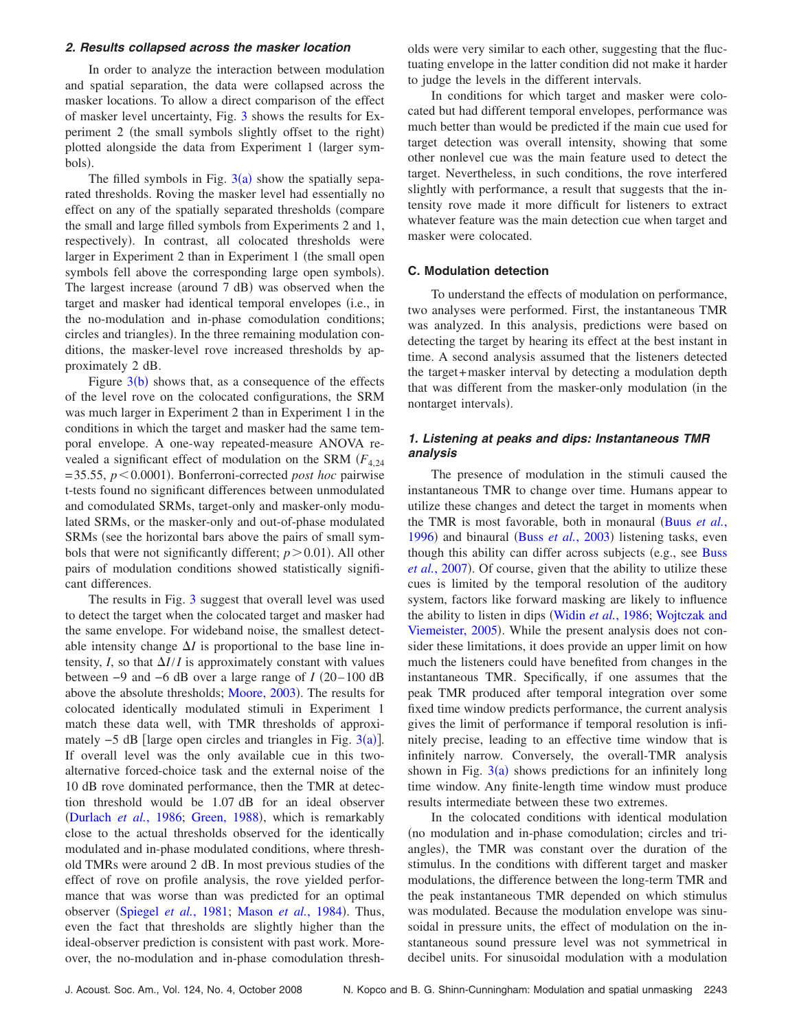### 2. Results collapsed across the masker location

In order to analyze the interaction between modulation and spatial separation, the data were collapsed across the masker locations. To allow a direct comparison of the effect of masker level uncertainty, Fig. 3 shows the results for Experiment 2 (the small symbols slightly offset to the right) plotted alongside the data from Experiment 1 (larger symbols).

The filled symbols in Fig. 3(a) show the spatially separated thresholds. Roving the masker level had essentially no effect on any of the spatially separated thresholds (compare the small and large filled symbols from Experiments 2 and 1, respectively). In contrast, all colocated thresholds were larger in Experiment 2 than in Experiment 1 (the small open symbols fell above the corresponding large open symbols). The largest increase (around 7 dB) was observed when the target and masker had identical temporal envelopes (i.e., in the no-modulation and in-phase comodulation conditions; circles and triangles). In the three remaining modulation conditions, the masker-level rove increased thresholds by approximately 2 dB.

Figure 3(b) shows that, as a consequence of the effects of the level rove on the colocated configurations, the SRM was much larger in Experiment 2 than in Experiment 1 in the conditions in which the target and masker had the same temporal envelope. A one-way repeated-measure ANOVA revealed a significant effect of modulation on the SRM ($F_{4,24} = 35.55$, $p < 0.0001$). Bonferroni-corrected *post hoc* pairwise t-tests found no significant differences between unmodulated and comodulated SRMs, target-only and masker-only modulated SRMs, or the masker-only and out-of-phase modulated SRMs (see the horizontal bars above the pairs of small symbols that were not significantly different; $p > 0.01$). All other pairs of modulation conditions showed statistically significant differences.

The results in Fig. 3 suggest that overall level was used to detect the target when the colocated target and masker had the same envelope. For wideband noise, the smallest detectable intensity change $\Delta I$ is proportional to the base line intensity, $I$, so that $\Delta I / I$ is approximately constant with values between −9 and −6 dB over a large range of $I$ (20–100 dB above the absolute thresholds; Moore, 2003). The results for colocated identically modulated stimuli in Experiment 1 match these data well, with TMR thresholds of approximately −5 dB [large open circles and triangles in Fig. 3(a)]. If overall level was the only available cue in this two-alternative forced-choice task and the external noise of the 10 dB rove dominated performance, then the TMR at detection threshold would be 1.07 dB for an ideal observer (Durlach *et al.*, 1986; Green, 1988), which is remarkably close to the actual thresholds observed for the identically modulated and in-phase modulated conditions, where threshold TMRs were around 2 dB. In most previous studies of the effect of rove on profile analysis, the rove yielded performance that was worse than was predicted for an optimal observer (Spiegel *et al.*, 1981; Mason *et al.*, 1984). Thus, even the fact that thresholds are slightly higher than the ideal-observer prediction is consistent with past work. Moreover, the no-modulation and in-phase comodulation thresholds were very similar to each other, suggesting that the fluctuating envelope in the latter condition did not make it harder to judge the levels in the different intervals.

In conditions for which target and masker were colocated but had different temporal envelopes, performance was much better than would be predicted if the main cue used for target detection was overall intensity, showing that some other nonlevel cue was the main feature used to detect the target. Nevertheless, in such conditions, the rove interfered slightly with performance, a result that suggests that the intensity rove made it more difficult for listeners to extract whatever feature was the main detection cue when target and masker were colocated.

## C. Modulation detection

To understand the effects of modulation on performance, two analyses were performed. First, the instantaneous TMR was analyzed. In this analysis, predictions were based on detecting the target by hearing its effect at the best instant in time. A second analysis assumed that the listeners detected the target+masker interval by detecting a modulation depth that was different from the masker-only modulation (in the nontarget intervals).

### 1. Listening at peaks and dips: Instantaneous TMR analysis

The presence of modulation in the stimuli caused the instantaneous TMR to change over time. Humans appear to utilize these changes and detect the target in moments when the TMR is most favorable, both in monaural (Buus *et al.*, 1996) and binaural (Buss *et al.*, 2003) listening tasks, even though this ability can differ across subjects (e.g., see Buss *et al.*, 2007). Of course, given that the ability to utilize these cues is limited by the temporal resolution of the auditory system, factors like forward masking are likely to influence the ability to listen in dips (Widin *et al.*, 1986; Wojtczak and Viemeister, 2005). While the present analysis does not consider these limitations, it does provide an upper limit on how much the listeners could have benefited from changes in the instantaneous TMR. Specifically, if one assumes that the peak TMR produced after temporal integration over some fixed time window predicts performance, the current analysis gives the limit of performance if temporal resolution is infinitely precise, leading to an effective time window that is infinitely narrow. Conversely, the overall-TMR analysis shown in Fig. 3(a) shows predictions for an infinitely long time window. Any finite-length time window must produce results intermediate between these two extremes.

In the colocated conditions with identical modulation (no modulation and in-phase comodulation; circles and triangles), the TMR was constant over the duration of the stimulus. In the conditions with different target and masker modulations, the difference between the long-term TMR and the peak instantaneous TMR depended on which stimulus was modulated. Because the modulation envelope was sinusoidal in pressure units, the effect of modulation on the instantaneous sound pressure level was not symmetrical in decibel units. For sinusoidal modulation with a modulation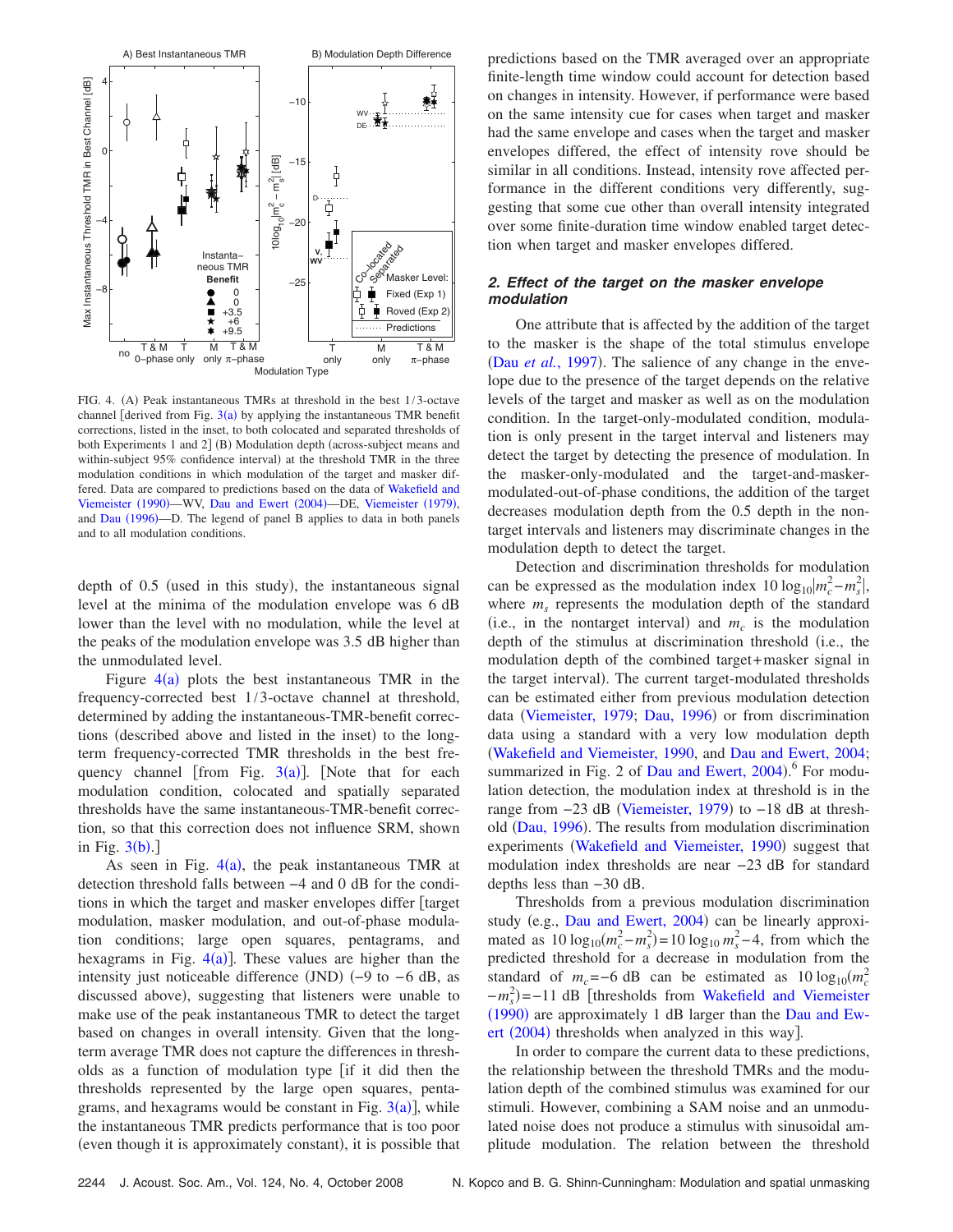FIG. 4. (A) Peak instantaneous TMRs at threshold in the best 1/3-octave channel [derived from Fig. 3(a) by applying the instantaneous TMR benefit corrections, listed in the inset, to both colocated and separated thresholds of both Experiments 1 and 2] (B) Modulation depth (across-subject means and within-subject 95% confidence interval) at the threshold TMR in the three modulation conditions in which modulation of the target and masker differed. Data are compared to predictions based on the data of Wakefield and Viemeister (1990)—WV, Dau and Ewert (2004)—DE, Viemeister (1979), and Dau (1996)—D. The legend of panel B applies to data in both panels and to all modulation conditions.

depth of 0.5 (used in this study), the instantaneous signal level at the minima of the modulation envelope was 6 dB lower than the level with no modulation, while the level at the peaks of the modulation envelope was 3.5 dB higher than the unmodulated level.

Figure 4(a) plots the best instantaneous TMR in the frequency-corrected best 1/3-octave channel at threshold, determined by adding the instantaneous-TMR-benefit corrections (described above and listed in the inset) to the long-term frequency-corrected TMR thresholds in the best frequency channel [from Fig. 3(a)]. [Note that for each modulation condition, colocated and spatially separated thresholds have the same instantaneous-TMR-benefit correction, so that this correction does not influence SRM, shown in Fig. 3(b).]

As seen in Fig. 4(a), the peak instantaneous TMR at detection threshold falls between −4 and 0 dB for the conditions in which the target and masker envelopes differ [target modulation, masker modulation, and out-of-phase modulation conditions; large open squares, pentagrams, and hexagrams in Fig. 4(a)]. These values are higher than the intensity just noticeable difference (JND) (−9 to −6 dB, as discussed above), suggesting that listeners were unable to make use of the peak instantaneous TMR to detect the target based on changes in overall intensity. Given that the long-term average TMR does not capture the differences in thresholds as a function of modulation type [if it did then the thresholds represented by the large open squares, pentagrams, and hexagrams would be constant in Fig. 3(a)], while the instantaneous TMR predicts performance that is too poor (even though it is approximately constant), it is possible that predictions based on the TMR averaged over an appropriate finite-length time window could account for detection based on changes in intensity. However, if performance were based on the same intensity cue for cases when target and masker had the same envelope and cases when the target and masker envelopes differed, the effect of intensity rove should be similar in all conditions. Instead, intensity rove affected performance in the different conditions very differently, suggesting that some cue other than overall intensity integrated over some finite-duration time window enabled target detection when target and masker envelopes differed.

### *2. Effect of the target on the masker envelope modulation*

One attribute that is affected by the addition of the target to the masker is the shape of the total stimulus envelope (Dau *et al.*, 1997). The salience of any change in the envelope due to the presence of the target depends on the relative levels of the target and masker as well as on the modulation condition. In the target-only-modulated condition, modulation is only present in the target interval and listeners may detect the target by detecting the presence of modulation. In the masker-only-modulated and the target-and-masker-modulated-out-of-phase conditions, the addition of the target decreases modulation depth from the 0.5 depth in the nontarget intervals and listeners may discriminate changes in the modulation depth to detect the target.

Detection and discrimination thresholds for modulation can be expressed as the modulation index $10\log_{10}|m_c^2-m_s^2|$, where $m_s$ represents the modulation depth of the standard (i.e., in the nontarget interval) and $m_c$ is the modulation depth of the stimulus at discrimination threshold (i.e., the modulation depth of the combined target+masker signal in the target interval). The current target-modulated thresholds can be estimated either from previous modulation detection data (Viemeister, 1979; Dau, 1996) or from discrimination data using a standard with a very low modulation depth (Wakefield and Viemeister, 1990, and Dau and Ewert, 2004; summarized in Fig. 2 of Dau and Ewert, 2004).[6] For modulation detection, the modulation index at threshold is in the range from −23 dB (Viemeister, 1979) to −18 dB at threshold (Dau, 1996). The results from modulation discrimination experiments (Wakefield and Viemeister, 1990) suggest that modulation index thresholds are near −23 dB for standard depths less than −30 dB.

Thresholds from a previous modulation discrimination study (e.g., Dau and Ewert, 2004) can be linearly approximated as $10\log_{10}(m_c^2-m_s^2)=10\log_{10}m_s^2-4$, from which the predicted threshold for a decrease in modulation from the standard of $m_c=-6$ dB can be estimated as $10\log_{10}(m_c^2-m_s^2)=-11$ dB [thresholds from Wakefield and Viemeister (1990) are approximately 1 dB larger than the Dau and Ewert (2004) thresholds when analyzed in this way].

In order to compare the current data to these predictions, the relationship between the threshold TMRs and the modulation depth of the combined stimulus was examined for our stimuli. However, combining a SAM noise and an unmodulated noise does not produce a stimulus with sinusoidal amplitude modulation. The relation between the threshold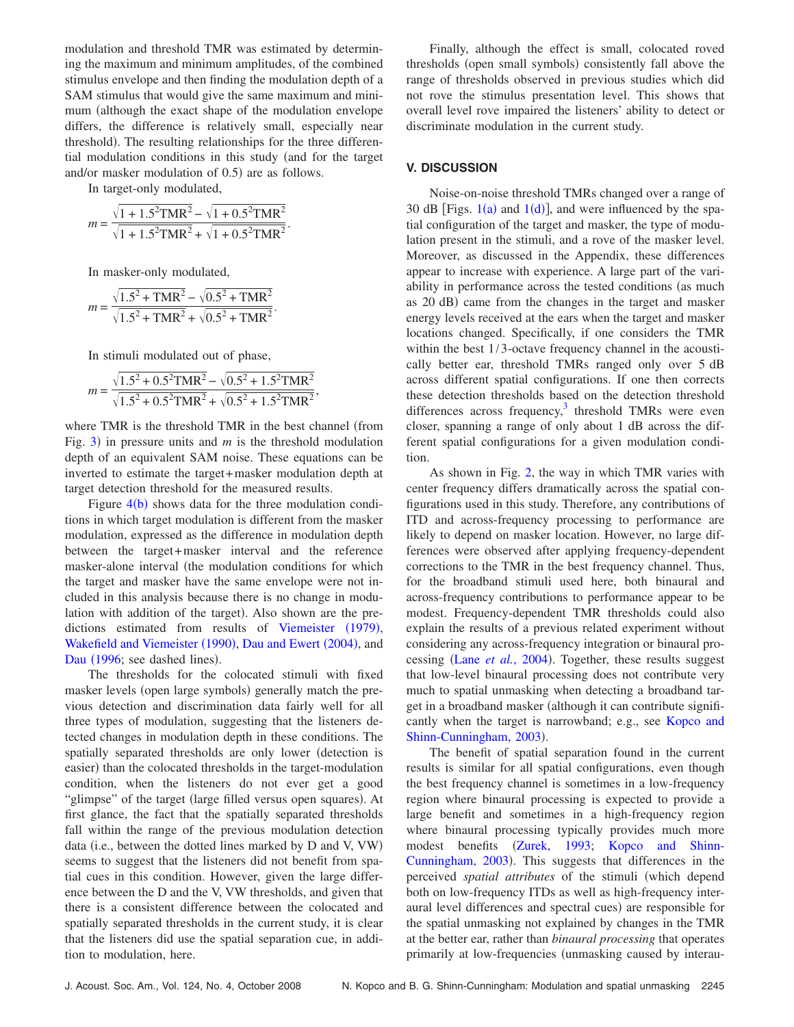modulation and threshold TMR was estimated by determining the maximum and minimum amplitudes, of the combined stimulus envelope and then finding the modulation depth of a SAM stimulus that would give the same maximum and minimum (although the exact shape of the modulation envelope differs, the difference is relatively small, especially near threshold). The resulting relationships for the three differential modulation conditions in this study (and for the target and/or masker modulation of 0.5) are as follows.

In target-only modulated,

$$m = \frac{\sqrt{1 + 1.5^2\text{TMR}^2} - \sqrt{1 + 0.5^2\text{TMR}^2}}{\sqrt{1 + 1.5^2\text{TMR}^2} + \sqrt{1 + 0.5^2\text{TMR}^2}}.$$

In masker-only modulated,

$$m = \frac{\sqrt{1.5^2 + \text{TMR}^2} - \sqrt{0.5^2 + \text{TMR}^2}}{\sqrt{1.5^2 + \text{TMR}^2} + \sqrt{0.5^2 + \text{TMR}^2}}.$$

In stimuli modulated out of phase,

$$m = \frac{\sqrt{1.5^2 + 0.5^2\text{TMR}^2} - \sqrt{0.5^2 + 1.5^2\text{TMR}^2}}{\sqrt{1.5^2 + 0.5^2\text{TMR}^2} + \sqrt{0.5^2 + 1.5^2\text{TMR}^2}},$$

where TMR is the threshold TMR in the best channel (from Fig. 3) in pressure units and $m$ is the threshold modulation depth of an equivalent SAM noise. These equations can be inverted to estimate the target+masker modulation depth at target detection threshold for the measured results.

Figure 4(b) shows data for the three modulation conditions in which target modulation is different from the masker modulation, expressed as the difference in modulation depth between the target+masker interval and the reference masker-alone interval (the modulation conditions for which the target and masker have the same envelope were not included in this analysis because there is no change in modulation with addition of the target). Also shown are the predictions estimated from results of Viemeister (1979), Wakefield and Viemeister (1990), Dau and Ewert (2004), and Dau (1996; see dashed lines).

The thresholds for the colocated stimuli with fixed masker levels (open large symbols) generally match the previous detection and discrimination data fairly well for all three types of modulation, suggesting that the listeners detected changes in modulation depth in these conditions. The spatially separated thresholds are only lower (detection is easier) than the colocated thresholds in the target-modulation condition, when the listeners do not ever get a good "glimpse" of the target (large filled versus open squares). At first glance, the fact that the spatially separated thresholds fall within the range of the previous modulation detection data (i.e., between the dotted lines marked by D and V, VW) seems to suggest that the listeners did not benefit from spatial cues in this condition. However, given the large difference between the D and the V, VW thresholds, and given that there is a consistent difference between the colocated and spatially separated thresholds in the current study, it is clear that the listeners did use the spatial separation cue, in addition to modulation, here.

Finally, although the effect is small, colocated roved thresholds (open small symbols) consistently fall above the range of thresholds observed in previous studies which did not rove the stimulus presentation level. This shows that overall level rove impaired the listeners' ability to detect or discriminate modulation in the current study.

## V. DISCUSSION

Noise-on-noise threshold TMRs changed over a range of 30 dB [Figs. 1(a) and 1(d)], and were influenced by the spatial configuration of the target and masker, the type of modulation present in the stimuli, and a rove of the masker level. Moreover, as discussed in the Appendix, these differences appear to increase with experience. A large part of the variability in performance across the tested conditions (as much as 20 dB) came from the changes in the target and masker energy levels received at the ears when the target and masker locations changed. Specifically, if one considers the TMR within the best 1/3-octave frequency channel in the acoustically better ear, threshold TMRs ranged only over 5 dB across different spatial configurations. If one then corrects these detection thresholds based on the detection threshold differences across frequency,[3] threshold TMRs were even closer, spanning a range of only about 1 dB across the different spatial configurations for a given modulation condition.

As shown in Fig. 2, the way in which TMR varies with center frequency differs dramatically across the spatial configurations used in this study. Therefore, any contributions of ITD and across-frequency processing to performance are likely to depend on masker location. However, no large differences were observed after applying frequency-dependent corrections to the TMR in the best frequency channel. Thus, for the broadband stimuli used here, both binaural and across-frequency contributions to performance appear to be modest. Frequency-dependent TMR thresholds could also explain the results of a previous related experiment without considering any across-frequency integration or binaural processing (Lane *et al.*, 2004). Together, these results suggest that low-level binaural processing does not contribute very much to spatial unmasking when detecting a broadband target in a broadband masker (although it can contribute significantly when the target is narrowband; e.g., see Kopco and Shinn-Cunningham, 2003).

The benefit of spatial separation found in the current results is similar for all spatial configurations, even though the best frequency channel is sometimes in a low-frequency region where binaural processing is expected to provide a large benefit and sometimes in a high-frequency region where binaural processing typically provides much more modest benefits (Zurek, 1993; Kopco and Shinn-Cunningham, 2003). This suggests that differences in the perceived *spatial attributes* of the stimuli (which depend both on low-frequency ITDs as well as high-frequency interaural level differences and spectral cues) are responsible for the spatial unmasking not explained by changes in the TMR at the better ear, rather than *binaural processing* that operates primarily at low-frequencies (unmasking caused by interau-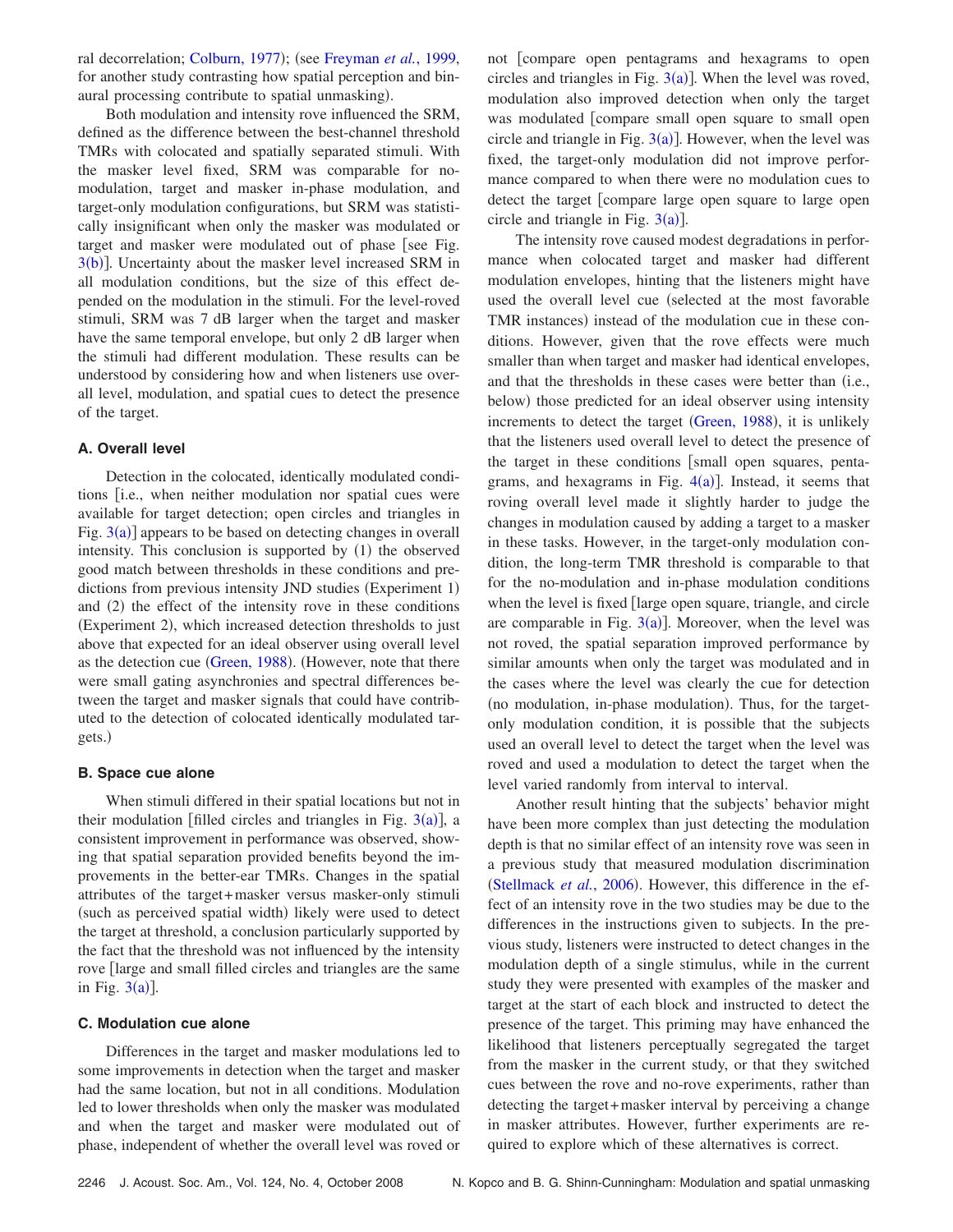ral decorrelation; Colburn, 1977); (see Freyman *et al.*, 1999, for another study contrasting how spatial perception and binaural processing contribute to spatial unmasking).

Both modulation and intensity rove influenced the SRM, defined as the difference between the best-channel threshold TMRs with colocated and spatially separated stimuli. With the masker level fixed, SRM was comparable for no-modulation, target and masker in-phase modulation, and target-only modulation configurations, but SRM was statistically insignificant when only the masker was modulated or target and masker were modulated out of phase [see Fig. 3(b)]. Uncertainty about the masker level increased SRM in all modulation conditions, but the size of this effect depended on the modulation in the stimuli. For the level-roved stimuli, SRM was 7 dB larger when the target and masker have the same temporal envelope, but only 2 dB larger when the stimuli had different modulation. These results can be understood by considering how and when listeners use overall level, modulation, and spatial cues to detect the presence of the target.

### A. Overall level

Detection in the colocated, identically modulated conditions [i.e., when neither modulation nor spatial cues were available for target detection; open circles and triangles in Fig. 3(a)] appears to be based on detecting changes in overall intensity. This conclusion is supported by (1) the observed good match between thresholds in these conditions and predictions from previous intensity JND studies (Experiment 1) and (2) the effect of the intensity rove in these conditions (Experiment 2), which increased detection thresholds to just above that expected for an ideal observer using overall level as the detection cue (Green, 1988). (However, note that there were small gating asynchronies and spectral differences between the target and masker signals that could have contributed to the detection of colocated identically modulated targets.)

### B. Space cue alone

When stimuli differed in their spatial locations but not in their modulation [filled circles and triangles in Fig. 3(a)], a consistent improvement in performance was observed, showing that spatial separation provided benefits beyond the improvements in the better-ear TMRs. Changes in the spatial attributes of the target+masker versus masker-only stimuli (such as perceived spatial width) likely were used to detect the target at threshold, a conclusion particularly supported by the fact that the threshold was not influenced by the intensity rove [large and small filled circles and triangles are the same in Fig. 3(a)].

### C. Modulation cue alone

Differences in the target and masker modulations led to some improvements in detection when the target and masker had the same location, but not in all conditions. Modulation led to lower thresholds when only the masker was modulated and when the target and masker were modulated out of phase, independent of whether the overall level was roved or not [compare open pentagrams and hexagrams to open circles and triangles in Fig. 3(a)]. When the level was roved, modulation also improved detection when only the target was modulated [compare small open square to small open circle and triangle in Fig. 3(a)]. However, when the level was fixed, the target-only modulation did not improve performance compared to when there were no modulation cues to detect the target [compare large open square to large open circle and triangle in Fig. 3(a)].

The intensity rove caused modest degradations in performance when colocated target and masker had different modulation envelopes, hinting that the listeners might have used the overall level cue (selected at the most favorable TMR instances) instead of the modulation cue in these conditions. However, given that the rove effects were much smaller than when target and masker had identical envelopes, and that the thresholds in these cases were better than (i.e., below) those predicted for an ideal observer using intensity increments to detect the target (Green, 1988), it is unlikely that the listeners used overall level to detect the presence of the target in these conditions [small open squares, pentagrams, and hexagrams in Fig. 4(a)]. Instead, it seems that roving overall level made it slightly harder to judge the changes in modulation caused by adding a target to a masker in these tasks. However, in the target-only modulation condition, the long-term TMR threshold is comparable to that for the no-modulation and in-phase modulation conditions when the level is fixed [large open square, triangle, and circle are comparable in Fig. 3(a)]. Moreover, when the level was not roved, the spatial separation improved performance by similar amounts when only the target was modulated and in the cases where the level was clearly the cue for detection (no modulation, in-phase modulation). Thus, for the target-only modulation condition, it is possible that the subjects used an overall level to detect the target when the level was roved and used a modulation to detect the target when the level varied randomly from interval to interval.

Another result hinting that the subjects' behavior might have been more complex than just detecting the modulation depth is that no similar effect of an intensity rove was seen in a previous study that measured modulation discrimination (Stellmack *et al.*, 2006). However, this difference in the effect of an intensity rove in the two studies may be due to the differences in the instructions given to subjects. In the previous study, listeners were instructed to detect changes in the modulation depth of a single stimulus, while in the current study they were presented with examples of the masker and target at the start of each block and instructed to detect the presence of the target. This priming may have enhanced the likelihood that listeners perceptually segregated the target from the masker in the current study, or that they switched cues between the rove and no-rove experiments, rather than detecting the target+masker interval by perceiving a change in masker attributes. However, further experiments are required to explore which of these alternatives is correct.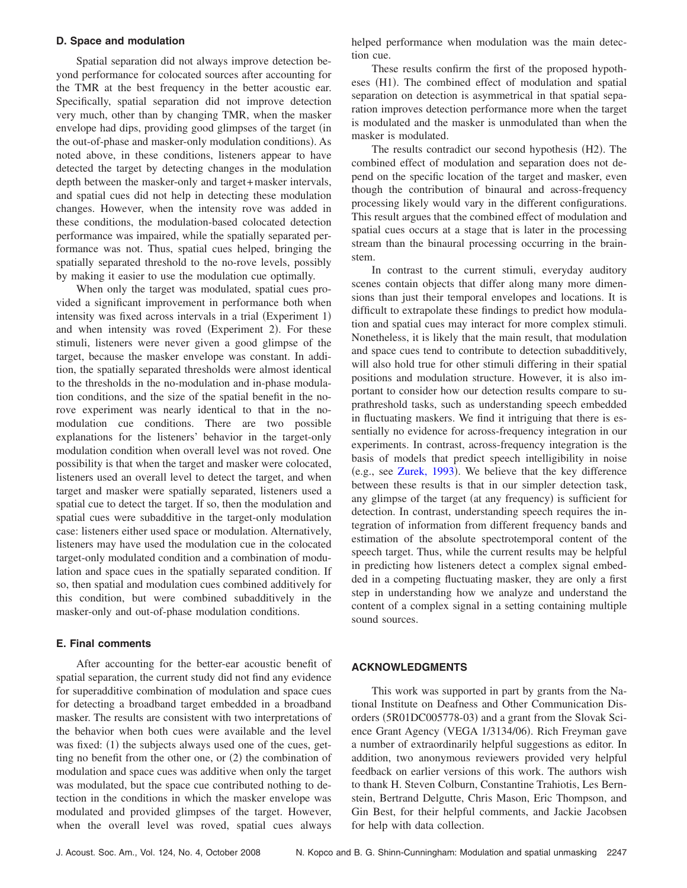### D. Space and modulation

Spatial separation did not always improve detection beyond performance for colocated sources after accounting for the TMR at the best frequency in the better acoustic ear. Specifically, spatial separation did not improve detection very much, other than by changing TMR, when the masker envelope had dips, providing good glimpses of the target (in the out-of-phase and masker-only modulation conditions). As noted above, in these conditions, listeners appear to have detected the target by detecting changes in the modulation depth between the masker-only and target+masker intervals, and spatial cues did not help in detecting these modulation changes. However, when the intensity rove was added in these conditions, the modulation-based colocated detection performance was impaired, while the spatially separated performance was not. Thus, spatial cues helped, bringing the spatially separated threshold to the no-rove levels, possibly by making it easier to use the modulation cue optimally.

When only the target was modulated, spatial cues provided a significant improvement in performance both when intensity was fixed across intervals in a trial (Experiment 1) and when intensity was roved (Experiment 2). For these stimuli, listeners were never given a good glimpse of the target, because the masker envelope was constant. In addition, the spatially separated thresholds were almost identical to the thresholds in the no-modulation and in-phase modulation conditions, and the size of the spatial benefit in the no-rove experiment was nearly identical to that in the no-modulation cue conditions. There are two possible explanations for the listeners' behavior in the target-only modulation condition when overall level was not roved. One possibility is that when the target and masker were colocated, listeners used an overall level to detect the target, and when target and masker were spatially separated, listeners used a spatial cue to detect the target. If so, then the modulation and spatial cues were subadditive in the target-only modulated case: listeners either used space or modulation. Alternatively, listeners may have used the modulation cue in the colocated target-only modulated condition and a combination of modulation and space cues in the spatially separated condition. If so, then spatial and modulation cues combined additively for this condition, but were combined subadditively in the masker-only and out-of-phase modulation conditions.

### E. Final comments

After accounting for the better-ear acoustic benefit of spatial separation, the current study did not find any evidence for superadditive combination of modulation and space cues for detecting a broadband target embedded in a broadband masker. The results are consistent with two interpretations of the behavior when both cues were available and the level was fixed: (1) the subjects always used one of the cues, getting no benefit from the other one, or (2) the combination of modulation and space cues was additive when only the target was modulated, but the space cue contributed nothing to detection in the conditions in which the masker envelope was modulated and provided glimpses of the target. However, when the overall level was roved, spatial cues always helped performance when modulation was the main detection cue.

These results confirm the first of the proposed hypotheses (H1). The combined effect of modulation and spatial separation on detection is asymmetrical in that spatial separation improves detection performance more when the target is modulated and the masker is unmodulated than when the masker is modulated.

The results contradict our second hypothesis (H2). The combined effect of modulation and separation does not depend on the specific location of the target and masker, even though the contribution of binaural and across-frequency processing likely would vary in the different configurations. This result argues that the combined effect of modulation and spatial cues occurs at a stage that is later in the processing stream than the binaural processing occurring in the brainstem.

In contrast to the current stimuli, everyday auditory scenes contain objects that differ along many more dimensions than just their temporal envelopes and locations. It is difficult to extrapolate these findings to predict how modulation and spatial cues may interact for more complex stimuli. Nonetheless, it is likely that the main result, that modulation and space cues tend to contribute to detection subadditively, will also hold true for other stimuli differing in their spatial positions and modulation structure. However, it is also important to consider how our detection results compare to suprathreshold tasks, such as understanding speech embedded in fluctuating maskers. We find it intriguing that there is essentially no evidence for across-frequency integration in our experiments. In contrast, across-frequency integration is the basis of models that predict speech intelligibility in noise (e.g., see Zurek, 1993). We believe that the key difference between these results is that in our simpler detection task, any glimpse of the target (at any frequency) is sufficient for detection. In contrast, understanding speech requires the integration of information from different frequency bands and estimation of the absolute spectrotemporal content of the speech target. Thus, while the current results may be helpful in predicting how listeners detect a complex signal embedded in a competing fluctuating masker, they are only a first step in understanding how we analyze and understand the content of a complex signal in a setting containing multiple sound sources.

## ACKNOWLEDGMENTS

This work was supported in part by grants from the National Institute on Deafness and Other Communication Disorders (5R01DC005778-03) and a grant from the Slovak Science Grant Agency (VEGA 1/3134/06). Rich Freyman gave a number of extraordinarily helpful suggestions as editor. In addition, two anonymous reviewers provided very helpful feedback on earlier versions of this work. The authors wish to thank H. Steven Colburn, Constantine Trahiotis, Les Bernstein, Bertrand Delgutte, Chris Mason, Eric Thompson, and Gin Best, for their helpful comments, and Jackie Jacobsen for help with data collection.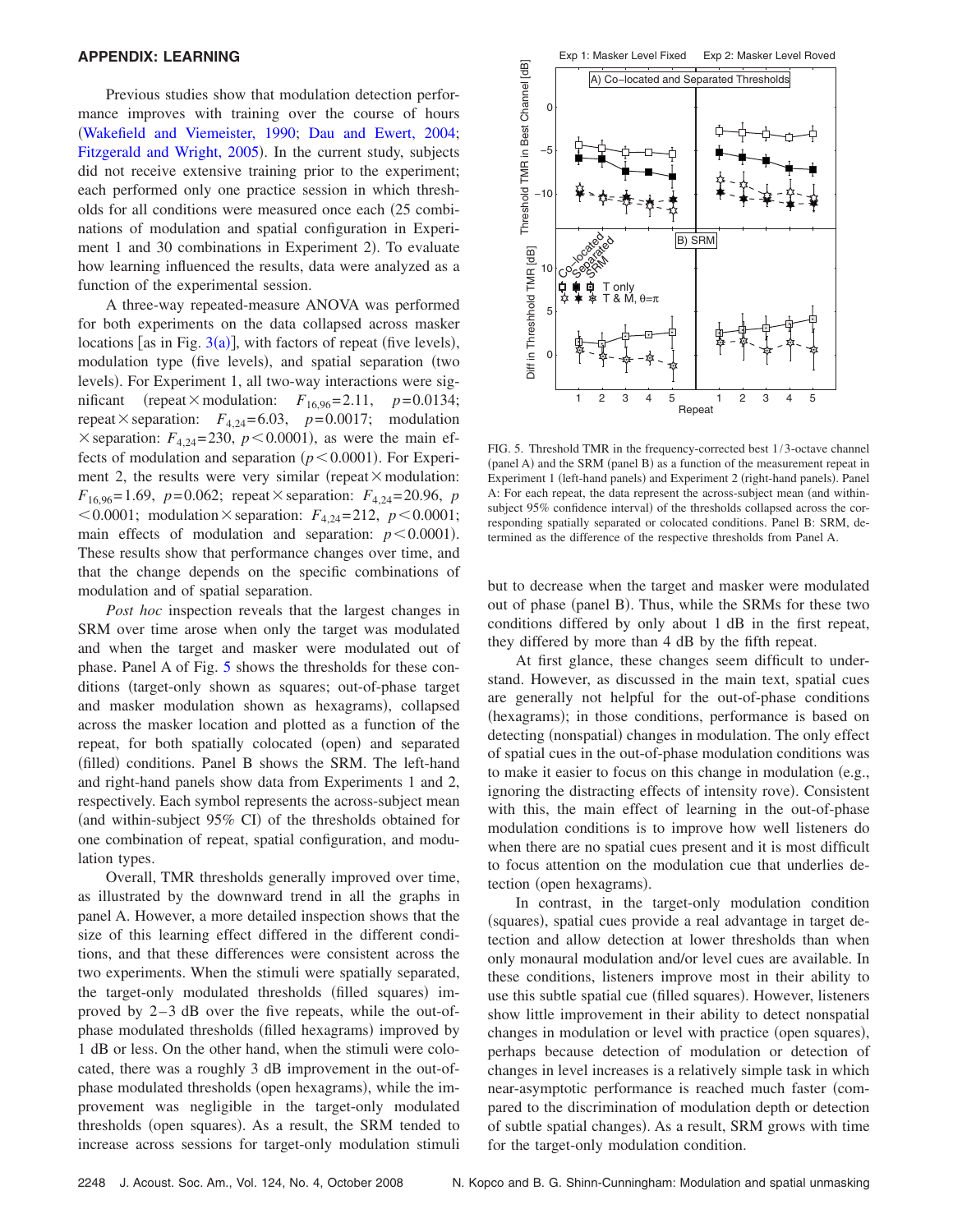## APPENDIX: LEARNING

Previous studies show that modulation detection performance improves with training over the course of hours (Wakefield and Viemeister, 1990; Dau and Ewert, 2004; Fitzgerald and Wright, 2005). In the current study, subjects did not receive extensive training prior to the experiment; each performed only one practice session in which thresholds for all conditions were measured once each (25 combinations of modulation and spatial configuration in Experiment 1 and 30 combinations in Experiment 2). To evaluate how learning influenced the results, data were analyzed as a function of the experimental session.

A three-way repeated-measure ANOVA was performed for both experiments on the data collapsed across masker locations [as in Fig. 3(a)], with factors of repeat (five levels), modulation type (five levels), and spatial separation (two levels). For Experiment 1, all two-way interactions were significant (repeat × modulation: $F_{16,96}=2.11$, $p=0.0134$; repeat × separation: $F_{4,24}=6.03$, $p=0.0017$; modulation × separation: $F_{4,24}=230$, $p<0.0001$), as were the main effects of modulation and separation ($p<0.0001$). For Experiment 2, the results were very similar (repeat × modulation: $F_{16,96}=1.69$, $p=0.062$; repeat × separation: $F_{4,24}=20.96$, $p<0.0001$; modulation × separation: $F_{4,24}=212$, $p<0.0001$; main effects of modulation and separation: $p<0.0001$). These results show that performance changes over time, and that the change depends on the specific combinations of modulation and of spatial separation.

*Post hoc* inspection reveals that the largest changes in SRM over time arose when only the target was modulated and when the target and masker were modulated out of phase. Panel A of Fig. 5 shows the thresholds for these conditions (target-only shown as squares; out-of-phase target and masker modulation shown as hexagrams), collapsed across the masker location and plotted as a function of the repeat, for both spatially colocated (open) and separated (filled) conditions. Panel B shows the SRM. The left-hand and right-hand panels show data from Experiments 1 and 2, respectively. Each symbol represents the across-subject mean (and within-subject 95% CI) of the thresholds obtained for one combination of repeat, spatial configuration, and modulation types.

Overall, TMR thresholds generally improved over time, as illustrated by the downward trend in all the graphs in panel A. However, a more detailed inspection shows that the size of this learning effect differed in the different conditions, and that these differences were consistent across the two experiments. When the stimuli were spatially separated, the target-only modulated thresholds (filled squares) improved by 2–3 dB over the five repeats, while the out-of-phase modulated thresholds (filled hexagrams) improved by 1 dB or less. On the other hand, when the stimuli were colocated, there was a roughly 3 dB improvement in the out-of-phase modulated thresholds (open hexagrams), while the improvement was negligible in the target-only modulated thresholds (open squares). As a result, the SRM tended to increase across sessions for target-only modulation stimuli but to decrease when the target and masker were modulated out of phase (panel B). Thus, while the SRMs for these two conditions differed by only about 1 dB in the first repeat, they differed by more than 4 dB by the fifth repeat.

FIG. 5. Threshold TMR in the frequency-corrected best 1/3-octave channel (panel A) and the SRM (panel B) as a function of the measurement repeat in Experiment 1 (left-hand panels) and Experiment 2 (right-hand panels). Panel A: For each repeat, the data represent the across-subject mean (and within-subject 95% confidence interval) of the thresholds collapsed across the corresponding spatially separated or colocated conditions. Panel B: SRM, determined as the difference of the respective thresholds from Panel A.

At first glance, these changes seem difficult to understand. However, as discussed in the main text, spatial cues are generally not helpful for the out-of-phase conditions (hexagrams); in those conditions, performance is based on detecting (nonspatial) changes in modulation. The only effect of spatial cues in the out-of-phase modulation conditions was to make it easier to focus on this change in modulation (e.g., ignoring the distracting effects of intensity rove). Consistent with this, the main effect of learning in the out-of-phase modulation conditions is to improve how well listeners do when there are no spatial cues present and it is most difficult to focus attention on the modulation cue that underlies detection (open hexagrams).

In contrast, in the target-only modulation condition (squares), spatial cues provide a real advantage in target detection and allow detection at lower thresholds than when only monaural modulation and/or level cues are available. In these conditions, listeners improve most in their ability to use this subtle spatial cue (filled squares). However, listeners show little improvement in their ability to detect nonspatial changes in modulation or level with practice (open squares), perhaps because detection of modulation or detection of changes in level increases is a relatively simple task in which near-asymptotic performance is reached much faster (compared to the discrimination of modulation depth or detection of subtle spatial changes). As a result, SRM grows with time for the target-only modulation condition.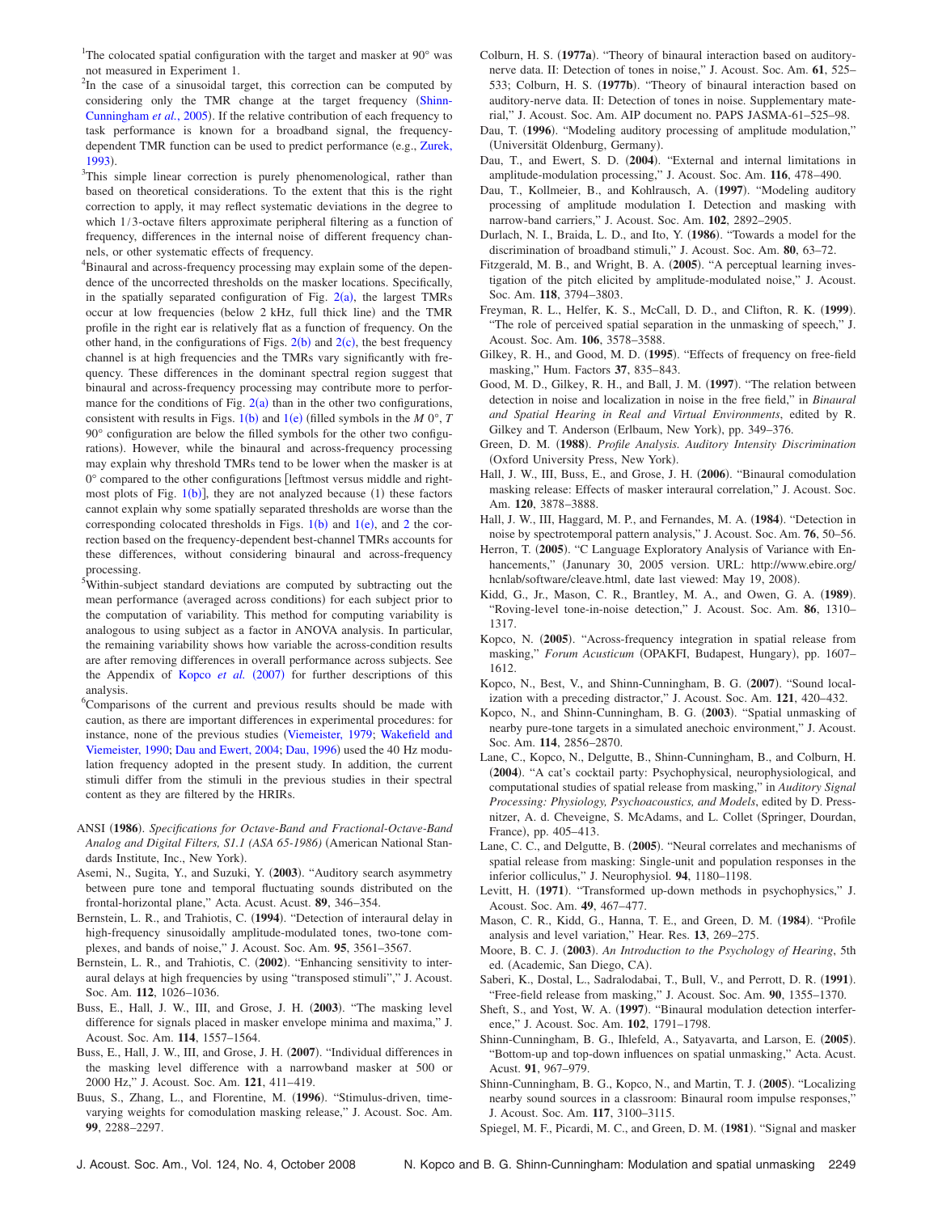[1]The colocated spatial configuration with the target and masker at 90° was not measured in Experiment 1.

[2]In the case of a sinusoidal target, this correction can be computed by considering only the TMR change at the target frequency (Shinn-Cunningham *et al.*, 2005). If the relative contribution of each frequency to task performance is known for a broadband signal, the frequency-dependent TMR function can be used to predict performance (e.g., Zurek, 1993).

[3]This simple linear correction is purely phenomenological, rather than based on theoretical considerations. To the extent that this is the right correction to apply, it may reflect systematic deviations in the degree to which 1/3-octave filters approximate peripheral filtering as a function of frequency, differences in the internal noise of different frequency channels, or other systematic effects of frequency.

[4]Binaural and across-frequency processing may explain some of the dependence of the uncorrected thresholds on the masker locations. Specifically, in the spatially separated configuration of Fig. 2(a), the largest TMRs occur at low frequencies (below 2 kHz, full thick line) and the TMR profile in the right ear is relatively flat as a function of frequency. On the other hand, in the configurations of Figs. 2(b) and 2(c), the best frequency channel is at high frequencies and the TMRs vary significantly with frequency. These differences in the dominant spectral region suggest that binaural and across-frequency processing may contribute more to performance for the conditions of Fig. 2(a) than in the other two configurations, consistent with results in Figs. 1(b) and 1(e) (filled symbols in the *M* 0°, *T* 90° configuration are below the filled symbols for the other two configurations). However, while the binaural and across-frequency processing may explain why threshold TMRs tend to be lower when the masker is at 0° compared to the other configurations [leftmost versus middle and rightmost plots of Fig. 1(b)], they are not analyzed because (1) these factors cannot explain why some spatially separated thresholds are worse than the corresponding colocated thresholds in Figs. 1(b) and 1(e), and 2 the correction based on the frequency-dependent best-channel TMRs accounts for these differences, without considering binaural and across-frequency processing.

[5]Within-subject standard deviations are computed by subtracting out the mean performance (averaged across conditions) for each subject prior to the computation of variability. This method for computing variability is analogous to using subject as a factor in ANOVA analysis. In particular, the remaining variability shows how variable the across-condition results are after removing differences in overall performance across subjects. See the Appendix of Kopco *et al.* (2007) for further descriptions of this analysis.

[6]Comparisons of the current and previous results should be made with caution, as there are important differences in experimental procedures: for instance, none of the previous studies (Viemeister, 1979; Wakefield and Viemeister, 1990; Dau and Ewert, 2004; Dau, 1996) used the 40 Hz modulation frequency adopted in the present study. In addition, the current stimuli differ from the stimuli in the previous studies in their spectral content as they are filtered by the HRIRs.

ANSI (**1986**). *Specifications for Octave-Band and Fractional-Octave-Band Analog and Digital Filters, S1.1 (ASA 65-1986)* (American National Standards Institute, Inc., New York).

Asemi, N., Sugita, Y., and Suzuki, Y. (**2003**). "Auditory search asymmetry between pure tone and temporal fluctuating sounds distributed on the frontal-horizontal plane," Acta. Acust. Acust. **89**, 346–354.

Bernstein, L. R., and Trahiotis, C. (**1994**). "Detection of interaural delay in high-frequency sinusoidally amplitude-modulated tones, two-tone complexes, and bands of noise," J. Acoust. Soc. Am. **95**, 3561–3567.

Bernstein, L. R., and Trahiotis, C. (**2002**). "Enhancing sensitivity to interaural delays at high frequencies by using "transposed stimuli"," J. Acoust. Soc. Am. **112**, 1026–1036.

Buss, E., Hall, J. W., III, and Grose, J. H. (**2003**). "The masking level difference for signals placed in masker envelope minima and maxima," J. Acoust. Soc. Am. **114**, 1557–1564.

Buss, E., Hall, J. W., III, and Grose, J. H. (**2007**). "Individual differences in the masking level difference with a narrowband masker at 500 or 2000 Hz," J. Acoust. Soc. Am. **121**, 411–419.

Buus, S., Zhang, L., and Florentine, M. (**1996**). "Stimulus-driven, time-varying weights for comodulation masking release," J. Acoust. Soc. Am. **99**, 2288–2297.

Colburn, H. S. (**1977a**). "Theory of binaural interaction based on auditory-nerve data. II: Detection of tones in noise," J. Acoust. Soc. Am. **61**, 525–533; Colburn, H. S. (**1977b**). "Theory of binaural interaction based on auditory-nerve data. II: Detection of tones in noise. Supplementary material," J. Acoust. Soc. Am. AIP document no. PAPS JASMA-61–525–98.

Dau, T. (**1996**). "Modeling auditory processing of amplitude modulation," (Universität Oldenburg, Germany).

Dau, T., and Ewert, S. D. (**2004**). "External and internal limitations in amplitude-modulation processing," J. Acoust. Soc. Am. **116**, 478–490.

Dau, T., Kollmeier, B., and Kohlrausch, A. (**1997**). "Modeling auditory processing of amplitude modulation I. Detection and masking with narrow-band carriers," J. Acoust. Soc. Am. **102**, 2892–2905.

Durlach, N. I., Braida, L. D., and Ito, Y. (**1986**). "Towards a model for the discrimination of broadband stimuli," J. Acoust. Soc. Am. **80**, 63–72.

Fitzgerald, M. B., and Wright, B. A. (**2005**). "A perceptual learning investigation of the pitch elicited by amplitude-modulated noise," J. Acoust. Soc. Am. **118**, 3794–3803.

Freyman, R. L., Helfer, K. S., McCall, D. D., and Clifton, R. K. (**1999**). "The role of perceived spatial separation in the unmasking of speech," J. Acoust. Soc. Am. **106**, 3578–3588.

Gilkey, R. H., and Good, M. D. (**1995**). "Effects of frequency on free-field masking," Hum. Factors **37**, 835–843.

Good, M. D., Gilkey, R. H., and Ball, J. M. (**1997**). "The relation between detection in noise and localization in noise in the free field," in *Binaural and Spatial Hearing in Real and Virtual Environments*, edited by R. Gilkey and T. Anderson (Erlbaum, New York), pp. 349–376.

Green, D. M. (**1988**). *Profile Analysis. Auditory Intensity Discrimination* (Oxford University Press, New York).

Hall, J. W., III, Buss, E., and Grose, J. H. (**2006**). "Binaural comodulation masking release: Effects of masker interaural correlation," J. Acoust. Soc. Am. **120**, 3878–3888.

Hall, J. W., III, Haggard, M. P., and Fernandes, M. A. (**1984**). "Detection in noise by spectrotemporal pattern analysis," J. Acoust. Soc. Am. **76**, 50–56.

Herron, T. (**2005**). "C Language Exploratory Analysis of Variance with Enhancements," (Janunary 30, 2005 version. URL: http://www.ebire.org/hcnlab/software/cleave.html, date last viewed: May 19, 2008).

Kidd, G., Jr., Mason, C. R., Brantley, M. A., and Owen, G. A. (**1989**). "Roving-level tone-in-noise detection," J. Acoust. Soc. Am. **86**, 1310–1317.

Kopco, N. (**2005**). "Across-frequency integration in spatial release from masking," *Forum Acusticum* (OPAKFI, Budapest, Hungary), pp. 1607–1612.

Kopco, N., Best, V., and Shinn-Cunningham, B. G. (**2007**). "Sound localization with a preceding distractor," J. Acoust. Soc. Am. **121**, 420–432.

Kopco, N., and Shinn-Cunningham, B. G. (**2003**). "Spatial unmasking of nearby pure-tone targets in a simulated anechoic environment," J. Acoust. Soc. Am. **114**, 2856–2870.

Lane, C., Kopco, N., Delgutte, B., Shinn-Cunningham, B., and Colburn, H. (**2004**). "A cat's cocktail party: Psychophysical, neurophysiological, and computational studies of spatial release from masking," in *Auditory Signal Processing: Physiology, Psychoacoustics, and Models*, edited by D. Pressnitzer, A. d. Cheveigne, S. McAdams, and L. Collet (Springer, Dourdan, France), pp. 405–413.

Lane, C. C., and Delgutte, B. (**2005**). "Neural correlates and mechanisms of spatial release from masking: Single-unit and population responses in the inferior colliculus," J. Neurophysiol. **94**, 1180–1198.

Levitt, H. (**1971**). "Transformed up-down methods in psychophysics," J. Acoust. Soc. Am. **49**, 467–477.

Mason, C. R., Kidd, G., Hanna, T. E., and Green, D. M. (**1984**). "Profile analysis and level variation," Hear. Res. **13**, 269–275.

Moore, B. C. J. (**2003**). *An Introduction to the Psychology of Hearing*, 5th ed. (Academic, San Diego, CA).

Saberi, K., Dostal, L., Sadralodabai, T., Bull, V., and Perrott, D. R. (**1991**). "Free-field release from masking," J. Acoust. Soc. Am. **90**, 1355–1370.

Sheft, S., and Yost, W. A. (**1997**). "Binaural modulation detection interference," J. Acoust. Soc. Am. **102**, 1791–1798.

Shinn-Cunningham, B. G., Ihlefeld, A., Satyavarta, and Larson, E. (**2005**). "Bottom-up and top-down influences on spatial unmasking," Acta. Acust. Acust. **91**, 967–979.

Shinn-Cunningham, B. G., Kopco, N., and Martin, T. J. (**2005**). "Localizing nearby sound sources in a classroom: Binaural room impulse responses," J. Acoust. Soc. Am. **117**, 3100–3115.

Spiegel, M. F., Picardi, M. C., and Green, D. M. (**1981**). "Signal and masker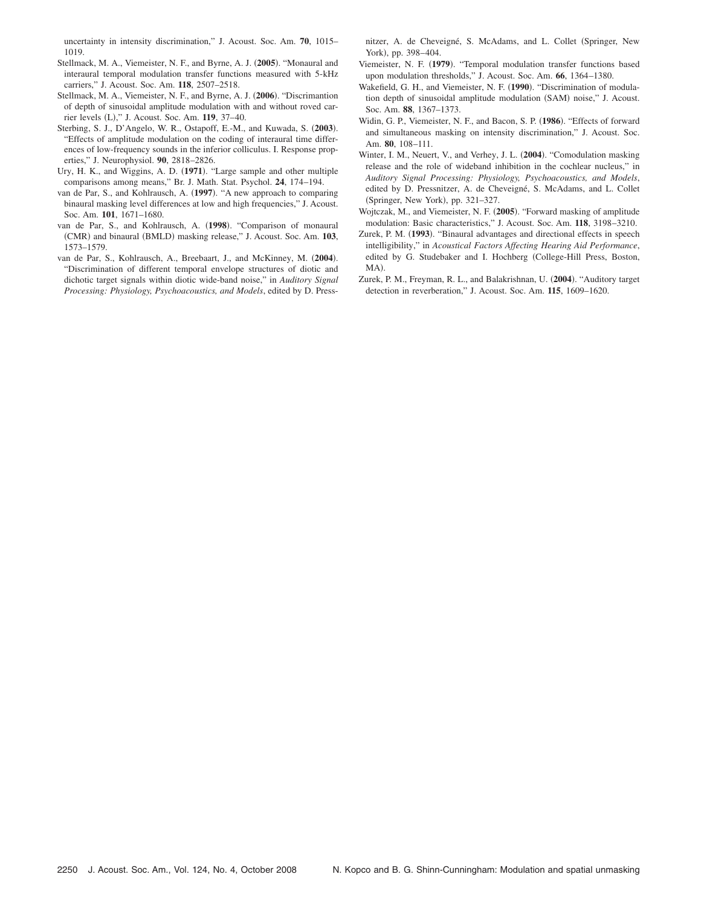uncertainty in intensity discrimination," J. Acoust. Soc. Am. **70**, 1015–1019.

Stellmack, M. A., Viemeister, N. F., and Byrne, A. J. (**2005**). "Monaural and interaural temporal modulation transfer functions measured with 5-kHz carriers," J. Acoust. Soc. Am. **118**, 2507–2518.

Stellmack, M. A., Viemeister, N. F., and Byrne, A. J. (**2006**). "Discrimantion of depth of sinusoidal amplitude modulation with and without roved carrier levels (L)," J. Acoust. Soc. Am. **119**, 37–40.

Sterbing, S. J., D'Angelo, W. R., Ostapoff, E.-M., and Kuwada, S. (**2003**). "Effects of amplitude modulation on the coding of interaural time differences of low-frequency sounds in the inferior colliculus. I. Response properties," J. Neurophysiol. **90**, 2818–2826.

Ury, H. K., and Wiggins, A. D. (**1971**). "Large sample and other multiple comparisons among means," Br. J. Math. Stat. Psychol. **24**, 174–194.

van de Par, S., and Kohlrausch, A. (**1997**). "A new approach to comparing binaural masking level differences at low and high frequencies," J. Acoust. Soc. Am. **101**, 1671–1680.

van de Par, S., and Kohlrausch, A. (**1998**). "Comparison of monaural (CMR) and binaural (BMLD) masking release," J. Acoust. Soc. Am. **103**, 1573–1579.

van de Par, S., Kohlrausch, A., Breebaart, J., and McKinney, M. (**2004**). "Discrimination of different temporal envelope structures of diotic and dichotic target signals within diotic wide-band noise," in *Auditory Signal Processing: Physiology, Psychoacoustics, and Models*, edited by D. Pressnitzer, A. de Cheveigné, S. McAdams, and L. Collet (Springer, New York), pp. 398–404.

Viemeister, N. F. (**1979**). "Temporal modulation transfer functions based upon modulation thresholds," J. Acoust. Soc. Am. **66**, 1364–1380.

Wakefield, G. H., and Viemeister, N. F. (**1990**). "Discrimination of modulation depth of sinusoidal amplitude modulation (SAM) noise," J. Acoust. Soc. Am. **88**, 1367–1373.

Widin, G. P., Viemeister, N. F., and Bacon, S. P. (**1986**). "Effects of forward and simultaneous masking on intensity discrimination," J. Acoust. Soc. Am. **80**, 108–111.

Winter, I. M., Neuert, V., and Verhey, J. L. (**2004**). "Comodulation masking release and the role of wideband inhibition in the cochlear nucleus," in *Auditory Signal Processing: Physiology, Psychoacoustics, and Models*, edited by D. Pressnitzer, A. de Cheveigné, S. McAdams, and L. Collet (Springer, New York), pp. 321–327.

Wojtczak, M., and Viemeister, N. F. (**2005**). "Forward masking of amplitude modulation: Basic characteristics," J. Acoust. Soc. Am. **118**, 3198–3210.

Zurek, P. M. (**1993**). "Binaural advantages and directional effects in speech intelligibility," in *Acoustical Factors Affecting Hearing Aid Performance*, edited by G. Studebaker and I. Hochberg (College-Hill Press, Boston, MA).

Zurek, P. M., Freyman, R. L., and Balakrishnan, U. (**2004**). "Auditory target detection in reverberation," J. Acoust. Soc. Am. **115**, 1609–1620.